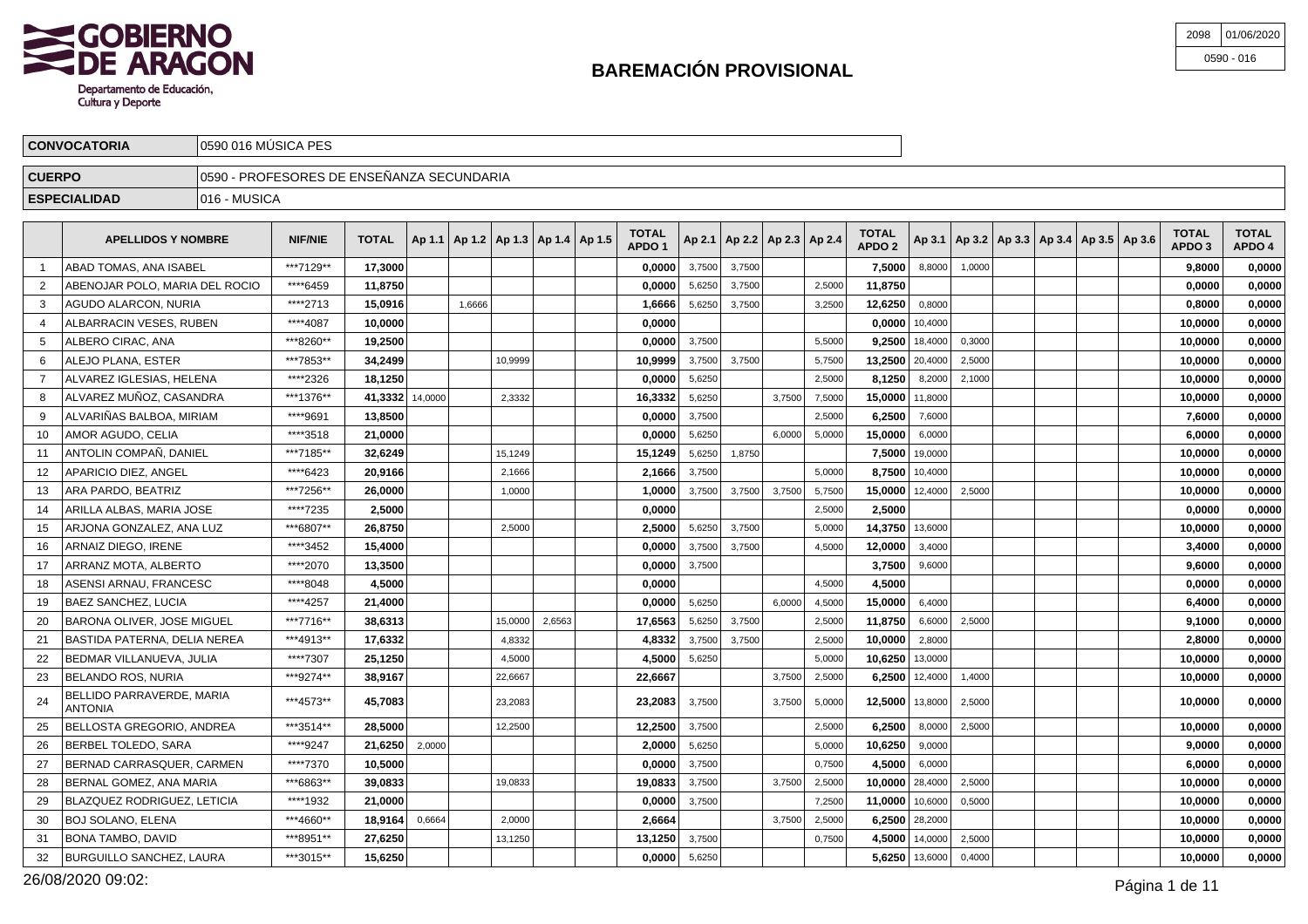# BAREMACIÓN PROVISIONAL

GOBIERNO DE ARAGON
Departamento de Educación, Cultura y Deporte

| 2098 | 01/06/2020 |
|---|---|
| 0590 - 016 | |

| CONVOCATORIA | 0590 016 MÚSICA PES |
|---|---|
| CUERPO | 0590 - PROFESORES DE ENSEÑANZA SECUNDARIA |
| ESPECIALIDAD | 016 - MUSICA |

| | APELLIDOS Y NOMBRE | NIF/NIE | TOTAL | Ap 1.1 | Ap 1.2 | Ap 1.3 | Ap 1.4 | Ap 1.5 | TOTAL APDO 1 | Ap 2.1 | Ap 2.2 | Ap 2.3 | Ap 2.4 | TOTAL APDO 2 | Ap 3.1 | Ap 3.2 | Ap 3.3 | Ap 3.4 | Ap 3.5 | Ap 3.6 | TOTAL APDO 3 | TOTAL APDO 4 |
|---|---|---|---|---|---|---|---|---|---|---|---|---|---|---|---|---|---|---|---|---|---|---|
| 1 | ABAD TOMAS, ANA ISABEL | ***7129** | **17,3000** | | | | | | **0,0000** | 3,7500 | 3,7500 | | | **7,5000** | 8,8000 | 1,0000 | | | | | **9,8000** | **0,0000** |
| 2 | ABENOJAR POLO, MARIA DEL ROCIO | ****6459 | **11,8750** | | | | | | **0,0000** | 5,6250 | 3,7500 | | 2,5000 | **11,8750** | | | | | | | **0,0000** | **0,0000** |
| 3 | AGUDO ALARCON, NURIA | ****2713 | **15,0916** | | 1,6666 | | | | **1,6666** | 5,6250 | 3,7500 | | 3,2500 | **12,6250** | 0,8000 | | | | | | **0,8000** | **0,0000** |
| 4 | ALBARRACIN VESES, RUBEN | ****4087 | **10,0000** | | | | | | **0,0000** | | | | | **0,0000** | 10,4000 | | | | | | **10,0000** | **0,0000** |
| 5 | ALBERO CIRAC, ANA | ***8260** | **19,2500** | | | | | | **0,0000** | 3,7500 | | | 5,5000 | **9,2500** | 18,4000 | 0,3000 | | | | | **10,0000** | **0,0000** |
| 6 | ALEJO PLANA, ESTER | ***7853** | **34,2499** | | | 10,9999 | | | **10,9999** | 3,7500 | 3,7500 | | 5,7500 | **13,2500** | 20,4000 | 2,5000 | | | | | **10,0000** | **0,0000** |
| 7 | ALVAREZ IGLESIAS, HELENA | ****2326 | **18,1250** | | | | | | **0,0000** | 5,6250 | | | 2,5000 | **8,1250** | 8,2000 | 2,1000 | | | | | **10,0000** | **0,0000** |
| 8 | ALVAREZ MUÑOZ, CASANDRA | ***1376** | **41,3332** | 14,0000 | | 2,3332 | | | **16,3332** | 5,6250 | | 3,7500 | 7,5000 | **15,0000** | 11,8000 | | | | | | **10,0000** | **0,0000** |
| 9 | ALVARIÑAS BALBOA, MIRIAM | ****9691 | **13,8500** | | | | | | **0,0000** | 3,7500 | | | 2,5000 | **6,2500** | 7,6000 | | | | | | **7,6000** | **0,0000** |
| 10 | AMOR AGUDO, CELIA | ****3518 | **21,0000** | | | | | | **0,0000** | 5,6250 | | 6,0000 | 5,0000 | **15,0000** | 6,0000 | | | | | | **6,0000** | **0,0000** |
| 11 | ANTOLIN COMPAÑ, DANIEL | ***7185** | **32,6249** | | | 15,1249 | | | **15,1249** | 5,6250 | 1,8750 | | | **7,5000** | 19,0000 | | | | | | **10,0000** | **0,0000** |
| 12 | APARICIO DIEZ, ANGEL | ****6423 | **20,9166** | | | 2,1666 | | | **2,1666** | 3,7500 | | | 5,0000 | **8,7500** | 10,4000 | | | | | | **10,0000** | **0,0000** |
| 13 | ARA PARDO, BEATRIZ | ***7256** | **26,0000** | | | 1,0000 | | | **1,0000** | 3,7500 | 3,7500 | 3,7500 | 5,7500 | **15,0000** | 12,4000 | 2,5000 | | | | | **10,0000** | **0,0000** |
| 14 | ARILLA ALBAS, MARIA JOSE | ****7235 | **2,5000** | | | | | | **0,0000** | | | | 2,5000 | **2,5000** | | | | | | | **0,0000** | **0,0000** |
| 15 | ARJONA GONZALEZ, ANA LUZ | ***6807** | **26,8750** | | | 2,5000 | | | **2,5000** | 5,6250 | 3,7500 | | 5,0000 | **14,3750** | 13,6000 | | | | | | **10,0000** | **0,0000** |
| 16 | ARNAIZ DIEGO, IRENE | ****3452 | **15,4000** | | | | | | **0,0000** | 3,7500 | 3,7500 | | 4,5000 | **12,0000** | 3,4000 | | | | | | **3,4000** | **0,0000** |
| 17 | ARRANZ MOTA, ALBERTO | ****2070 | **13,3500** | | | | | | **0,0000** | 3,7500 | | | | **3,7500** | 9,6000 | | | | | | **9,6000** | **0,0000** |
| 18 | ASENSI ARNAU, FRANCESC | ****8048 | **4,5000** | | | | | | **0,0000** | | | | 4,5000 | **4,5000** | | | | | | | **0,0000** | **0,0000** |
| 19 | BAEZ SANCHEZ, LUCIA | ****4257 | **21,4000** | | | | | | **0,0000** | 5,6250 | | 6,0000 | 4,5000 | **15,0000** | 6,4000 | | | | | | **6,4000** | **0,0000** |
| 20 | BARONA OLIVER, JOSE MIGUEL | ***7716** | **38,6313** | | | 15,0000 | 2,6563 | | **17,6563** | 5,6250 | 3,7500 | | 2,5000 | **11,8750** | 6,6000 | 2,5000 | | | | | **9,1000** | **0,0000** |
| 21 | BASTIDA PATERNA, DELIA NEREA | ***4913** | **17,6332** | | | 4,8332 | | | **4,8332** | 3,7500 | 3,7500 | | 2,5000 | **10,0000** | 2,8000 | | | | | | **2,8000** | **0,0000** |
| 22 | BEDMAR VILLANUEVA, JULIA | ****7307 | **25,1250** | | | 4,5000 | | | **4,5000** | 5,6250 | | | 5,0000 | **10,6250** | 13,0000 | | | | | | **10,0000** | **0,0000** |
| 23 | BELANDO ROS, NURIA | ***9274** | **38,9167** | | | 22,6667 | | | **22,6667** | | | 3,7500 | 2,5000 | **6,2500** | 12,4000 | 1,4000 | | | | | **10,0000** | **0,0000** |
| 24 | BELLIDO PARRAVERDE, MARIA ANTONIA | ***4573** | **45,7083** | | | 23,2083 | | | **23,2083** | 3,7500 | | 3,7500 | 5,0000 | **12,5000** | 13,8000 | 2,5000 | | | | | **10,0000** | **0,0000** |
| 25 | BELLOSTA GREGORIO, ANDREA | ***3514** | **28,5000** | | | 12,2500 | | | **12,2500** | 3,7500 | | | 2,5000 | **6,2500** | 8,0000 | 2,5000 | | | | | **10,0000** | **0,0000** |
| 26 | BERBEL TOLEDO, SARA | ****9247 | **21,6250** | 2,0000 | | | | | **2,0000** | 5,6250 | | | 5,0000 | **10,6250** | 9,0000 | | | | | | **9,0000** | **0,0000** |
| 27 | BERNAD CARRASQUER, CARMEN | ****7370 | **10,5000** | | | | | | **0,0000** | 3,7500 | | | 0,7500 | **4,5000** | 6,0000 | | | | | | **6,0000** | **0,0000** |
| 28 | BERNAL GOMEZ, ANA MARIA | ***6863** | **39,0833** | | | 19,0833 | | | **19,0833** | 3,7500 | | 3,7500 | 2,5000 | **10,0000** | 28,4000 | 2,5000 | | | | | **10,0000** | **0,0000** |
| 29 | BLAZQUEZ RODRIGUEZ, LETICIA | ****1932 | **21,0000** | | | | | | **0,0000** | 3,7500 | | | 7,2500 | **11,0000** | 10,6000 | 0,5000 | | | | | **10,0000** | **0,0000** |
| 30 | BOJ SOLANO, ELENA | ***4660** | **18,9164** | 0,6664 | | 2,0000 | | | **2,6664** | | | 3,7500 | 2,5000 | **6,2500** | 28,2000 | | | | | | **10,0000** | **0,0000** |
| 31 | BONA TAMBO, DAVID | ***8951** | **27,6250** | | | 13,1250 | | | **13,1250** | 3,7500 | | | 0,7500 | **4,5000** | 14,0000 | 2,5000 | | | | | **10,0000** | **0,0000** |
| 32 | BURGUILLO SANCHEZ, LAURA | ***3015** | **15,6250** | | | | | | **0,0000** | 5,6250 | | | | **5,6250** | 13,6000 | 0,4000 | | | | | **10,0000** | **0,0000** |

26/08/2020 09:02: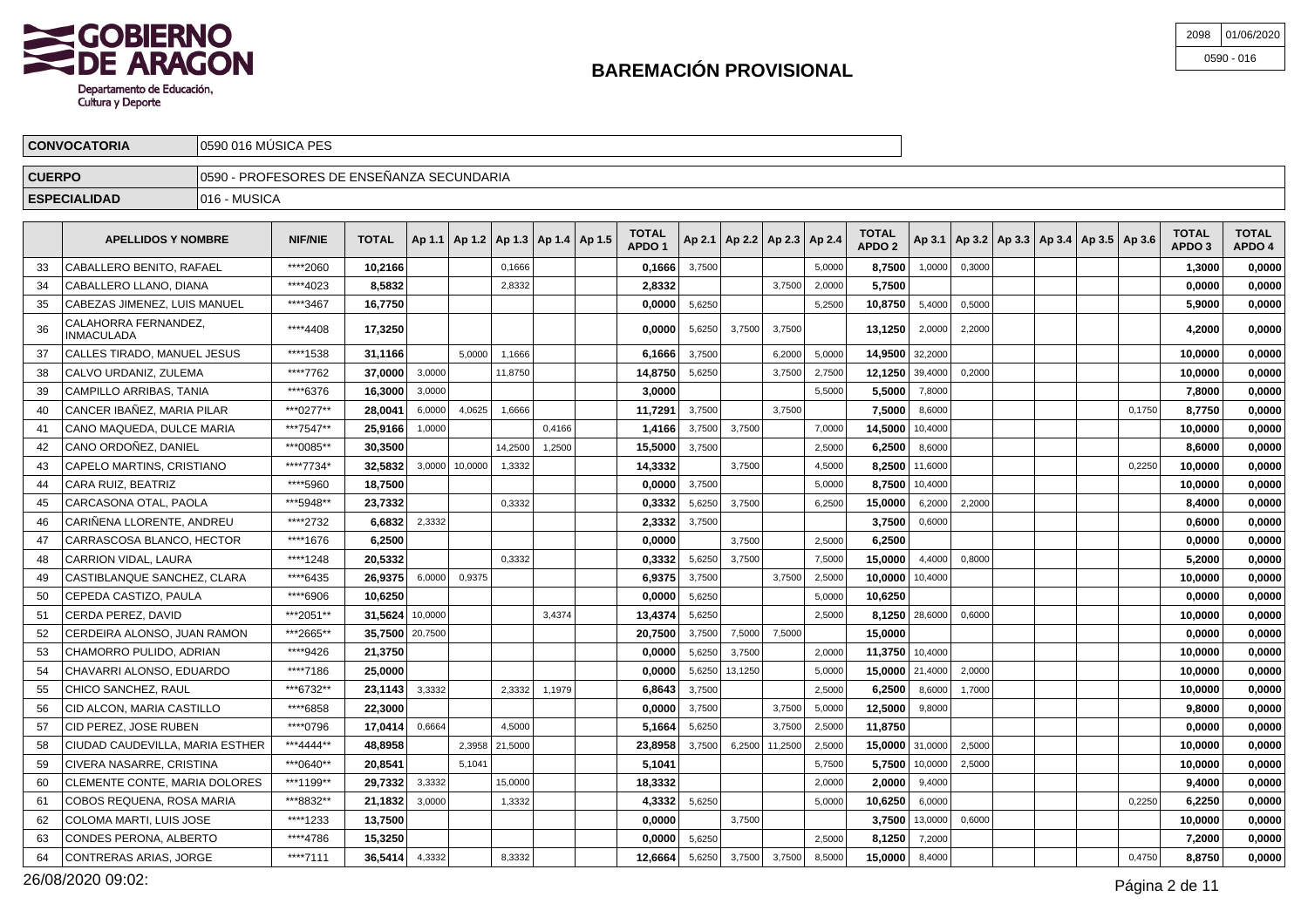# BAREMACIÓN PROVISIONAL

Departamento de Educación, Cultura y Deporte

2098 | 01/06/2020
0590 - 016

| | |
|---|---|
| **CONVOCATORIA** | 0590 016 MÚSICA PES |
| **CUERPO** | 0590 - PROFESORES DE ENSEÑANZA SECUNDARIA |
| **ESPECIALIDAD** | 016 - MUSICA |

| | APELLIDOS Y NOMBRE | NIF/NIE | TOTAL | Ap 1.1 | Ap 1.2 | Ap 1.3 | Ap 1.4 | Ap 1.5 | TOTAL APDO 1 | Ap 2.1 | Ap 2.2 | Ap 2.3 | Ap 2.4 | TOTAL APDO 2 | Ap 3.1 | Ap 3.2 | Ap 3.3 | Ap 3.4 | Ap 3.5 | Ap 3.6 | TOTAL APDO 3 | TOTAL APDO 4 |
|---|---|---|---|---|---|---|---|---|---|---|---|---|---|---|---|---|---|---|---|---|---|---|
| 33 | CABALLERO BENITO, RAFAEL | ****2060 | **10,2166** | | | 0,1666 | | | **0,1666** | 3,7500 | | | 5,0000 | **8,7500** | 1,0000 | 0,3000 | | | | | **1,3000** | **0,0000** |
| 34 | CABALLERO LLANO, DIANA | ****4023 | **8,5832** | | | 2,8332 | | | **2,8332** | | | 3,7500 | 2,0000 | **5,7500** | | | | | | | **0,0000** | **0,0000** |
| 35 | CABEZAS JIMENEZ, LUIS MANUEL | ****3467 | **16,7750** | | | | | | **0,0000** | 5,6250 | | | 5,2500 | **10,8750** | 5,4000 | 0,5000 | | | | | **5,9000** | **0,0000** |
| 36 | CALAHORRA FERNANDEZ, INMACULADA | ****4408 | **17,3250** | | | | | | **0,0000** | 5,6250 | 3,7500 | 3,7500 | | **13,1250** | 2,0000 | 2,2000 | | | | | **4,2000** | **0,0000** |
| 37 | CALLES TIRADO, MANUEL JESUS | ****1538 | **31,1166** | | 5,0000 | 1,1666 | | | **6,1666** | 3,7500 | | 6,2000 | 5,0000 | **14,9500** | 32,2000 | | | | | | **10,0000** | **0,0000** |
| 38 | CALVO URDANIZ, ZULEMA | ****7762 | **37,0000** | 3,0000 | | 11,8750 | | | **14,8750** | 5,6250 | | 3,7500 | 2,7500 | **12,1250** | 39,4000 | 0,2000 | | | | | **10,0000** | **0,0000** |
| 39 | CAMPILLO ARRIBAS, TANIA | ****6376 | **16,3000** | 3,0000 | | | | | **3,0000** | | | | 5,5000 | **5,5000** | 7,8000 | | | | | | **7,8000** | **0,0000** |
| 40 | CANCER IBAÑEZ, MARIA PILAR | ***0277** | **28,0041** | 6,0000 | 4,0625 | 1,6666 | | | **11,7291** | 3,7500 | | 3,7500 | | **7,5000** | 8,6000 | | | | | 0,1750 | **8,7750** | **0,0000** |
| 41 | CANO MAQUEDA, DULCE MARIA | ***7547** | **25,9166** | 1,0000 | | | 0,4166 | | **1,4166** | 3,7500 | 3,7500 | | 7,0000 | **14,5000** | 10,4000 | | | | | | **10,0000** | **0,0000** |
| 42 | CANO ORDOÑEZ, DANIEL | ***0085** | **30,3500** | | | 14,2500 | 1,2500 | | **15,5000** | 3,7500 | | | 2,5000 | **6,2500** | 8,6000 | | | | | | **8,6000** | **0,0000** |
| 43 | CAPELO MARTINS, CRISTIANO | ****7734* | **32,5832** | 3,0000 | 10,0000 | 1,3332 | | | **14,3332** | | 3,7500 | | 4,5000 | **8,2500** | 11,6000 | | | | | 0,2250 | **10,0000** | **0,0000** |
| 44 | CARA RUIZ, BEATRIZ | ****5960 | **18,7500** | | | | | | **0,0000** | 3,7500 | | | 5,0000 | **8,7500** | 10,4000 | | | | | | **10,0000** | **0,0000** |
| 45 | CARCASONA OTAL, PAOLA | ***5948** | **23,7332** | | | 0,3332 | | | **0,3332** | 5,6250 | 3,7500 | | 6,2500 | **15,0000** | 6,2000 | 2,2000 | | | | | **8,4000** | **0,0000** |
| 46 | CARIÑENA LLORENTE, ANDREU | ****2732 | **6,6832** | 2,3332 | | | | | **2,3332** | 3,7500 | | | | **3,7500** | 0,6000 | | | | | | **0,6000** | **0,0000** |
| 47 | CARRASCOSA BLANCO, HECTOR | ****1676 | **6,2500** | | | | | | **0,0000** | | 3,7500 | | 2,5000 | **6,2500** | | | | | | | **0,0000** | **0,0000** |
| 48 | CARRION VIDAL, LAURA | ****1248 | **20,5332** | | | 0,3332 | | | **0,3332** | 5,6250 | 3,7500 | | 7,5000 | **15,0000** | 4,4000 | 0,8000 | | | | | **5,2000** | **0,0000** |
| 49 | CASTIBLANQUE SANCHEZ, CLARA | ****6435 | **26,9375** | 6,0000 | 0,9375 | | | | **6,9375** | 3,7500 | | 3,7500 | 2,5000 | **10,0000** | 10,4000 | | | | | | **10,0000** | **0,0000** |
| 50 | CEPEDA CASTIZO, PAULA | ****6906 | **10,6250** | | | | | | **0,0000** | 5,6250 | | | 5,0000 | **10,6250** | | | | | | | **0,0000** | **0,0000** |
| 51 | CERDA PEREZ, DAVID | ***2051** | **31,5624** | 10,0000 | | | 3,4374 | | **13,4374** | 5,6250 | | | 2,5000 | **8,1250** | 28,6000 | 0,6000 | | | | | **10,0000** | **0,0000** |
| 52 | CERDEIRA ALONSO, JUAN RAMON | ***2665** | **35,7500** | 20,7500 | | | | | **20,7500** | 3,7500 | 7,5000 | 7,5000 | | **15,0000** | | | | | | | **0,0000** | **0,0000** |
| 53 | CHAMORRO PULIDO, ADRIAN | ****9426 | **21,3750** | | | | | | **0,0000** | 5,6250 | 3,7500 | | 2,0000 | **11,3750** | 10,4000 | | | | | | **10,0000** | **0,0000** |
| 54 | CHAVARRI ALONSO, EDUARDO | ****7186 | **25,0000** | | | | | | **0,0000** | 5,6250 | 13,1250 | | 5,0000 | **15,0000** | 21,4000 | 2,0000 | | | | | **10,0000** | **0,0000** |
| 55 | CHICO SANCHEZ, RAUL | ***6732** | **23,1143** | 3,3332 | | 2,3332 | 1,1979 | | **6,8643** | 3,7500 | | | 2,5000 | **6,2500** | 8,6000 | 1,7000 | | | | | **10,0000** | **0,0000** |
| 56 | CID ALCON, MARIA CASTILLO | ****6858 | **22,3000** | | | | | | **0,0000** | 3,7500 | | 3,7500 | 5,0000 | **12,5000** | 9,8000 | | | | | | **9,8000** | **0,0000** |
| 57 | CID PEREZ, JOSE RUBEN | ****0796 | **17,0414** | 0,6664 | | 4,5000 | | | **5,1664** | 5,6250 | | 3,7500 | 2,5000 | **11,8750** | | | | | | | **0,0000** | **0,0000** |
| 58 | CIUDAD CAUDEVILLA, MARIA ESTHER | ***4444** | **48,8958** | | 2,3958 | 21,5000 | | | **23,8958** | 3,7500 | 6,2500 | 11,2500 | 2,5000 | **15,0000** | 31,0000 | 2,5000 | | | | | **10,0000** | **0,0000** |
| 59 | CIVERA NASARRE, CRISTINA | ***0640** | **20,8541** | | 5,1041 | | | | **5,1041** | | | | 5,7500 | **5,7500** | 10,0000 | 2,5000 | | | | | **10,0000** | **0,0000** |
| 60 | CLEMENTE CONTE, MARIA DOLORES | ***1199** | **29,7332** | 3,3332 | | 15,0000 | | | **18,3332** | | | | 2,0000 | **2,0000** | 9,4000 | | | | | | **9,4000** | **0,0000** |
| 61 | COBOS REQUENA, ROSA MARIA | ***8832** | **21,1832** | 3,0000 | | 1,3332 | | | **4,3332** | 5,6250 | | | 5,0000 | **10,6250** | 6,0000 | | | | | 0,2250 | **6,2250** | **0,0000** |
| 62 | COLOMA MARTI, LUIS JOSE | ****1233 | **13,7500** | | | | | | **0,0000** | | 3,7500 | | | **3,7500** | 13,0000 | 0,6000 | | | | | **10,0000** | **0,0000** |
| 63 | CONDES PERONA, ALBERTO | ****4786 | **15,3250** | | | | | | **0,0000** | 5,6250 | | | 2,5000 | **8,1250** | 7,2000 | | | | | | **7,2000** | **0,0000** |
| 64 | CONTRERAS ARIAS, JORGE | ****7111 | **36,5414** | 4,3332 | | 8,3332 | | | **12,6664** | 5,6250 | 3,7500 | 3,7500 | 8,5000 | **15,0000** | 8,4000 | | | | | 0,4750 | **8,8750** | **0,0000** |

26/08/2020 09:02: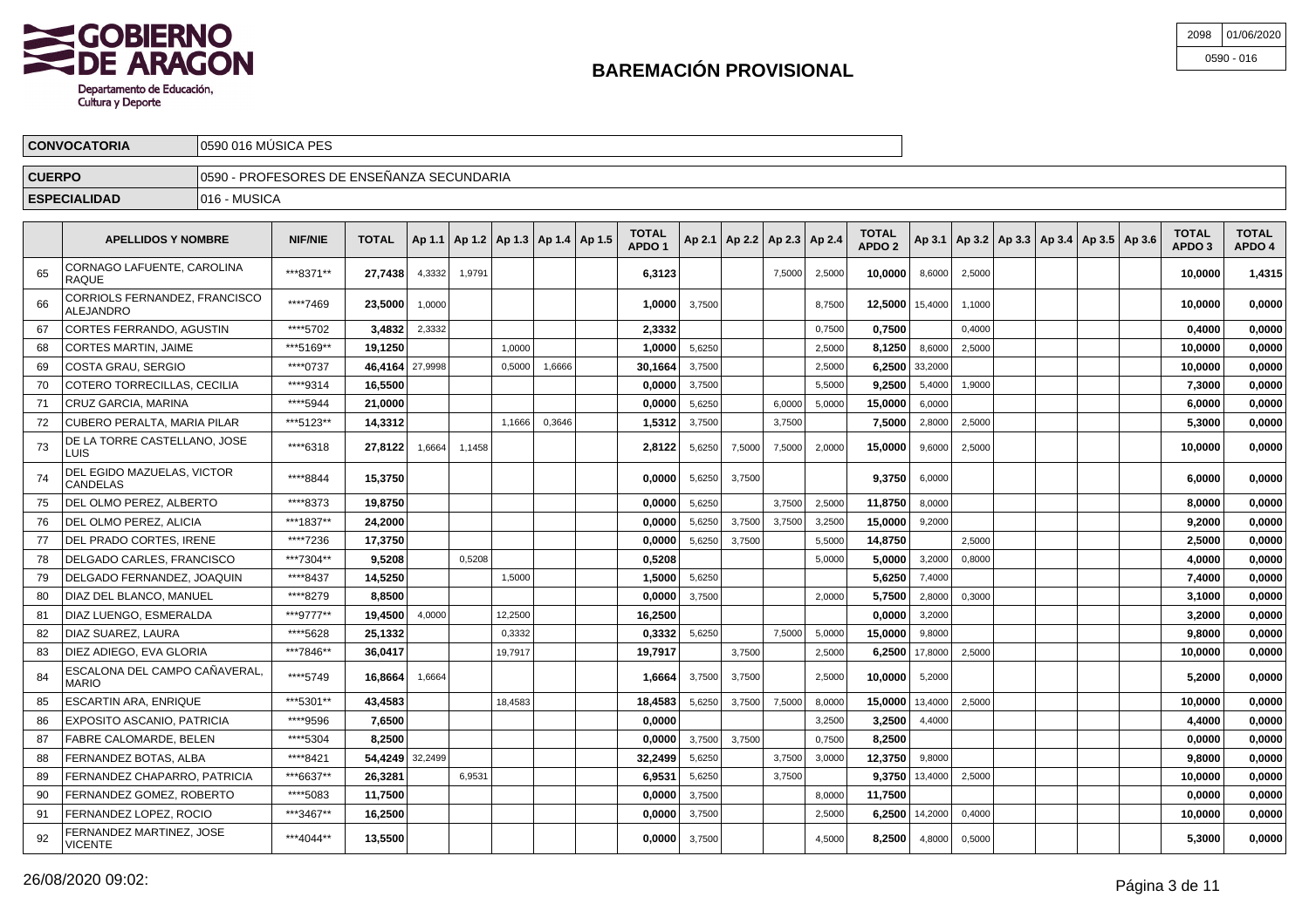# BAREMACIÓN PROVISIONAL

GOBIERNO DE ARAGON
Departamento de Educación, Cultura y Deporte

| 2098 | 01/06/2020 |
|---|---|
| 0590 - 016 | |

| CONVOCATORIA | 0590 016 MÚSICA PES |
|---|---|
| CUERPO | 0590 - PROFESORES DE ENSEÑANZA SECUNDARIA |
| ESPECIALIDAD | 016 - MUSICA |

| | APELLIDOS Y NOMBRE | NIF/NIE | TOTAL | Ap 1.1 | Ap 1.2 | Ap 1.3 | Ap 1.4 | Ap 1.5 | TOTAL APDO 1 | Ap 2.1 | Ap 2.2 | Ap 2.3 | Ap 2.4 | TOTAL APDO 2 | Ap 3.1 | Ap 3.2 | Ap 3.3 | Ap 3.4 | Ap 3.5 | Ap 3.6 | TOTAL APDO 3 | TOTAL APDO 4 |
|---|---|---|---|---|---|---|---|---|---|---|---|---|---|---|---|---|---|---|---|---|---|---|
| 65 | CORNAGO LAFUENTE, CAROLINA RAQUE | ***8371** | **27,7438** | 4,3332 | 1,9791 | | | | **6,3123** | | | 7,5000 | 2,5000 | **10,0000** | 8,6000 | 2,5000 | | | | | **10,0000** | **1,4315** |
| 66 | CORRIOLS FERNANDEZ, FRANCISCO ALEJANDRO | ****7469 | **23,5000** | 1,0000 | | | | | **1,0000** | 3,7500 | | | 8,7500 | **12,5000** | 15,4000 | 1,1000 | | | | | **10,0000** | **0,0000** |
| 67 | CORTES FERRANDO, AGUSTIN | ****5702 | **3,4832** | 2,3332 | | | | | **2,3332** | | | | 0,7500 | **0,7500** | | 0,4000 | | | | | **0,4000** | **0,0000** |
| 68 | CORTES MARTIN, JAIME | ***5169** | **19,1250** | | | 1,0000 | | | **1,0000** | 5,6250 | | | 2,5000 | **8,1250** | 8,6000 | 2,5000 | | | | | **10,0000** | **0,0000** |
| 69 | COSTA GRAU, SERGIO | ****0737 | **46,4164** | 27,9998 | | 0,5000 | 1,6666 | | **30,1664** | 3,7500 | | | 2,5000 | **6,2500** | 33,2000 | | | | | | **10,0000** | **0,0000** |
| 70 | COTERO TORRECILLAS, CECILIA | ****9314 | **16,5500** | | | | | | **0,0000** | 3,7500 | | | 5,5000 | **9,2500** | 5,4000 | 1,9000 | | | | | **7,3000** | **0,0000** |
| 71 | CRUZ GARCIA, MARINA | ****5944 | **21,0000** | | | | | | **0,0000** | 5,6250 | | 6,0000 | 5,0000 | **15,0000** | 6,0000 | | | | | | **6,0000** | **0,0000** |
| 72 | CUBERO PERALTA, MARIA PILAR | ***5123** | **14,3312** | | | 1,1666 | 0,3646 | | **1,5312** | 3,7500 | | 3,7500 | | **7,5000** | 2,8000 | 2,5000 | | | | | **5,3000** | **0,0000** |
| 73 | DE LA TORRE CASTELLANO, JOSE LUIS | ****6318 | **27,8122** | 1,6664 | 1,1458 | | | | **2,8122** | 5,6250 | 7,5000 | 7,5000 | 2,0000 | **15,0000** | 9,6000 | 2,5000 | | | | | **10,0000** | **0,0000** |
| 74 | DEL EGIDO MAZUELAS, VICTOR CANDELAS | ****8844 | **15,3750** | | | | | | **0,0000** | 5,6250 | 3,7500 | | | **9,3750** | 6,0000 | | | | | | **6,0000** | **0,0000** |
| 75 | DEL OLMO PEREZ, ALBERTO | ****8373 | **19,8750** | | | | | | **0,0000** | 5,6250 | | 3,7500 | 2,5000 | **11,8750** | 8,0000 | | | | | | **8,0000** | **0,0000** |
| 76 | DEL OLMO PEREZ, ALICIA | ***1837** | **24,2000** | | | | | | **0,0000** | 5,6250 | 3,7500 | 3,7500 | 3,2500 | **15,0000** | 9,2000 | | | | | | **9,2000** | **0,0000** |
| 77 | DEL PRADO CORTES, IRENE | ****7236 | **17,3750** | | | | | | **0,0000** | 5,6250 | 3,7500 | | 5,5000 | **14,8750** | | 2,5000 | | | | | **2,5000** | **0,0000** |
| 78 | DELGADO CARLES, FRANCISCO | ***7304** | **9,5208** | | 0,5208 | | | | **0,5208** | | | | 5,0000 | **5,0000** | 3,2000 | 0,8000 | | | | | **4,0000** | **0,0000** |
| 79 | DELGADO FERNANDEZ, JOAQUIN | ****8437 | **14,5250** | | | 1,5000 | | | **1,5000** | 5,6250 | | | | **5,6250** | 7,4000 | | | | | | **7,4000** | **0,0000** |
| 80 | DIAZ DEL BLANCO, MANUEL | ****8279 | **8,8500** | | | | | | **0,0000** | 3,7500 | | | 2,0000 | **5,7500** | 2,8000 | 0,3000 | | | | | **3,1000** | **0,0000** |
| 81 | DIAZ LUENGO, ESMERALDA | ***9777** | **19,4500** | 4,0000 | | 12,2500 | | | **16,2500** | | | | | **0,0000** | 3,2000 | | | | | | **3,2000** | **0,0000** |
| 82 | DIAZ SUAREZ, LAURA | ****5628 | **25,1332** | | | 0,3332 | | | **0,3332** | 5,6250 | | 7,5000 | 5,0000 | **15,0000** | 9,8000 | | | | | | **9,8000** | **0,0000** |
| 83 | DIEZ ADIEGO, EVA GLORIA | ***7846** | **36,0417** | | | 19,7917 | | | **19,7917** | | 3,7500 | | 2,5000 | **6,2500** | 17,8000 | 2,5000 | | | | | **10,0000** | **0,0000** |
| 84 | ESCALONA DEL CAMPO CAÑAVERAL, MARIO | ****5749 | **16,8664** | 1,6664 | | | | | **1,6664** | 3,7500 | 3,7500 | | 2,5000 | **10,0000** | 5,2000 | | | | | | **5,2000** | **0,0000** |
| 85 | ESCARTIN ARA, ENRIQUE | ***5301** | **43,4583** | | | 18,4583 | | | **18,4583** | 5,6250 | 3,7500 | 7,5000 | 8,0000 | **15,0000** | 13,4000 | 2,5000 | | | | | **10,0000** | **0,0000** |
| 86 | EXPOSITO ASCANIO, PATRICIA | ****9596 | **7,6500** | | | | | | **0,0000** | | | | 3,2500 | **3,2500** | 4,4000 | | | | | | **4,4000** | **0,0000** |
| 87 | FABRE CALOMARDE, BELEN | ****5304 | **8,2500** | | | | | | **0,0000** | 3,7500 | 3,7500 | | 0,7500 | **8,2500** | | | | | | | **0,0000** | **0,0000** |
| 88 | FERNANDEZ BOTAS, ALBA | ****8421 | **54,4249** | 32,2499 | | | | | **32,2499** | 5,6250 | | 3,7500 | 3,0000 | **12,3750** | 9,8000 | | | | | | **9,8000** | **0,0000** |
| 89 | FERNANDEZ CHAPARRO, PATRICIA | ***6637** | **26,3281** | | 6,9531 | | | | **6,9531** | 5,6250 | | 3,7500 | | **9,3750** | 13,4000 | 2,5000 | | | | | **10,0000** | **0,0000** |
| 90 | FERNANDEZ GOMEZ, ROBERTO | ****5083 | **11,7500** | | | | | | **0,0000** | 3,7500 | | | 8,0000 | **11,7500** | | | | | | | **0,0000** | **0,0000** |
| 91 | FERNANDEZ LOPEZ, ROCIO | ***3467** | **16,2500** | | | | | | **0,0000** | 3,7500 | | | 2,5000 | **6,2500** | 14,2000 | 0,4000 | | | | | **10,0000** | **0,0000** |
| 92 | FERNANDEZ MARTINEZ, JOSE VICENTE | ***4044** | **13,5500** | | | | | | **0,0000** | 3,7500 | | | 4,5000 | **8,2500** | 4,8000 | 0,5000 | | | | | **5,3000** | **0,0000** |

26/08/2020 09:02: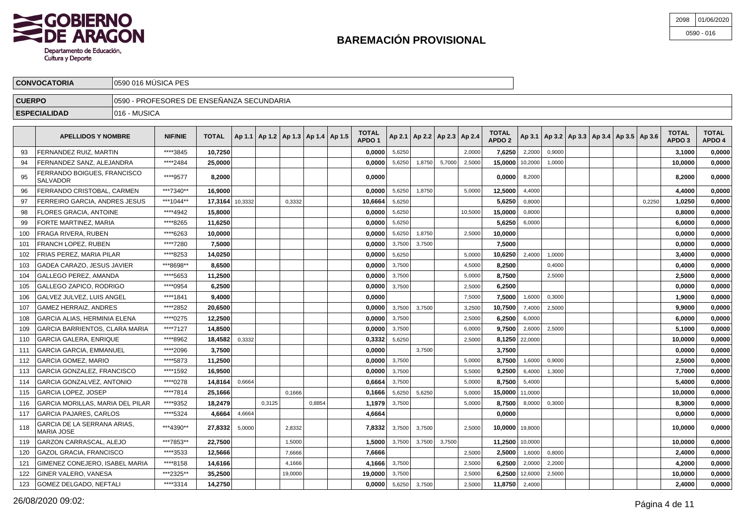# BAREMACIÓN PROVISIONAL

| 2098 | 01/06/2020 |
|---|---|
| 0590 - 016 | |

| CONVOCATORIA | 0590 016 MÚSICA PES |
|---|---|
| CUERPO | 0590 - PROFESORES DE ENSEÑANZA SECUNDARIA |
| ESPECIALIDAD | 016 - MUSICA |

| | APELLIDOS Y NOMBRE | NIF/NIE | TOTAL | Ap 1.1 | Ap 1.2 | Ap 1.3 | Ap 1.4 | Ap 1.5 | TOTAL APDO 1 | Ap 2.1 | Ap 2.2 | Ap 2.3 | Ap 2.4 | TOTAL APDO 2 | Ap 3.1 | Ap 3.2 | Ap 3.3 | Ap 3.4 | Ap 3.5 | Ap 3.6 | TOTAL APDO 3 | TOTAL APDO 4 |
|---|---|---|---|---|---|---|---|---|---|---|---|---|---|---|---|---|---|---|---|---|---|---|
| 93 | FERNANDEZ RUIZ, MARTIN | ****3845 | **10,7250** | | | | | | **0,0000** | 5,6250 | | | 2,0000 | **7,6250** | 2,2000 | 0,9000 | | | | | **3,1000** | **0,0000** |
| 94 | FERNANDEZ SANZ, ALEJANDRA | ****2484 | **25,0000** | | | | | | **0,0000** | 5,6250 | 1,8750 | 5,7000 | 2,5000 | **15,0000** | 10,2000 | 1,0000 | | | | | **10,0000** | **0,0000** |
| 95 | FERRANDO BOIGUES, FRANCISCO SALVADOR | ****9577 | **8,2000** | | | | | | **0,0000** | | | | | **0,0000** | 8,2000 | | | | | | **8,2000** | **0,0000** |
| 96 | FERRANDO CRISTOBAL, CARMEN | ***7340** | **16,9000** | | | | | | **0,0000** | 5,6250 | 1,8750 | | 5,0000 | **12,5000** | 4,4000 | | | | | | **4,4000** | **0,0000** |
| 97 | FERREIRO GARCIA, ANDRES JESUS | ***1044** | **17,3164** | 10,3332 | | 0,3332 | | | **10,6664** | 5,6250 | | | | **5,6250** | 0,8000 | | | | | 0,2250 | **1,0250** | **0,0000** |
| 98 | FLORES GRACIA, ANTOINE | ****4942 | **15,8000** | | | | | | **0,0000** | 5,6250 | | | 10,5000 | **15,0000** | 0,8000 | | | | | | **0,8000** | **0,0000** |
| 99 | FORTE MARTINEZ, MARIA | ****8265 | **11,6250** | | | | | | **0,0000** | 5,6250 | | | | **5,6250** | 6,0000 | | | | | | **6,0000** | **0,0000** |
| 100 | FRAGA RIVERA, RUBEN | ****6263 | **10,0000** | | | | | | **0,0000** | 5,6250 | 1,8750 | | 2,5000 | **10,0000** | | | | | | | **0,0000** | **0,0000** |
| 101 | FRANCH LOPEZ, RUBEN | ****7280 | **7,5000** | | | | | | **0,0000** | 3,7500 | 3,7500 | | | **7,5000** | | | | | | | **0,0000** | **0,0000** |
| 102 | FRIAS PEREZ, MARIA PILAR | ****8253 | **14,0250** | | | | | | **0,0000** | 5,6250 | | | 5,0000 | **10,6250** | 2,4000 | 1,0000 | | | | | **3,4000** | **0,0000** |
| 103 | GADEA CARAZO, JESUS JAVIER | ***8698** | **8,6500** | | | | | | **0,0000** | 3,7500 | | | 4,5000 | **8,2500** | | 0,4000 | | | | | **0,4000** | **0,0000** |
| 104 | GALLEGO PEREZ, AMANDA | ****5653 | **11,2500** | | | | | | **0,0000** | 3,7500 | | | 5,0000 | **8,7500** | | 2,5000 | | | | | **2,5000** | **0,0000** |
| 105 | GALLEGO ZAPICO, RODRIGO | ****0954 | **6,2500** | | | | | | **0,0000** | 3,7500 | | | 2,5000 | **6,2500** | | | | | | | **0,0000** | **0,0000** |
| 106 | GALVEZ JULVEZ, LUIS ANGEL | ****1841 | **9,4000** | | | | | | **0,0000** | | | | 7,5000 | **7,5000** | 1,6000 | 0,3000 | | | | | **1,9000** | **0,0000** |
| 107 | GAMEZ HERRAIZ, ANDRES | ****2852 | **20,6500** | | | | | | **0,0000** | 3,7500 | 3,7500 | | 3,2500 | **10,7500** | 7,4000 | 2,5000 | | | | | **9,9000** | **0,0000** |
| 108 | GARCIA ALIAS, HERMINIA ELENA | ****0275 | **12,2500** | | | | | | **0,0000** | 3,7500 | | | 2,5000 | **6,2500** | 6,0000 | | | | | | **6,0000** | **0,0000** |
| 109 | GARCIA BARRIENTOS, CLARA MARIA | ****7127 | **14,8500** | | | | | | **0,0000** | 3,7500 | | | 6,0000 | **9,7500** | 2,6000 | 2,5000 | | | | | **5,1000** | **0,0000** |
| 110 | GARCIA GALERA, ENRIQUE | ****8962 | **18,4582** | 0,3332 | | | | | **0,3332** | 5,6250 | | | 2,5000 | **8,1250** | 22,0000 | | | | | | **10,0000** | **0,0000** |
| 111 | GARCIA GARCIA, EMMANUEL | ****2096 | **3,7500** | | | | | | **0,0000** | | 3,7500 | | | **3,7500** | | | | | | | **0,0000** | **0,0000** |
| 112 | GARCIA GOMEZ, MARIO | ****5873 | **11,2500** | | | | | | **0,0000** | 3,7500 | | | 5,0000 | **8,7500** | 1,6000 | 0,9000 | | | | | **2,5000** | **0,0000** |
| 113 | GARCIA GONZALEZ, FRANCISCO | ****1592 | **16,9500** | | | | | | **0,0000** | 3,7500 | | | 5,5000 | **9,2500** | 6,4000 | 1,3000 | | | | | **7,7000** | **0,0000** |
| 114 | GARCIA GONZALVEZ, ANTONIO | ****0278 | **14,8164** | 0,6664 | | | | | **0,6664** | 3,7500 | | | 5,0000 | **8,7500** | 5,4000 | | | | | | **5,4000** | **0,0000** |
| 115 | GARCIA LOPEZ, JOSEP | ****7814 | **25,1666** | | | 0,1666 | | | **0,1666** | 5,6250 | 5,6250 | | 5,0000 | **15,0000** | 11,0000 | | | | | | **10,0000** | **0,0000** |
| 116 | GARCIA MORILLAS, MARIA DEL PILAR | ****9352 | **18,2479** | | 0,3125 | | 0,8854 | | **1,1979** | 3,7500 | | | 5,0000 | **8,7500** | 8,0000 | 0,3000 | | | | | **8,3000** | **0,0000** |
| 117 | GARCIA PAJARES, CARLOS | ****5324 | **4,6664** | 4,6664 | | | | | **4,6664** | | | | | **0,0000** | | | | | | | **0,0000** | **0,0000** |
| 118 | GARCIA DE LA SERRANA ARIAS, MARIA JOSE | ***4390** | **27,8332** | 5,0000 | | 2,8332 | | | **7,8332** | 3,7500 | 3,7500 | | 2,5000 | **10,0000** | 19,8000 | | | | | | **10,0000** | **0,0000** |
| 119 | GARZON CARRASCAL, ALEJO | ***7853** | **22,7500** | | | 1,5000 | | | **1,5000** | 3,7500 | 3,7500 | 3,7500 | | **11,2500** | 10,0000 | | | | | | **10,0000** | **0,0000** |
| 120 | GAZOL GRACIA, FRANCISCO | ****3533 | **12,5666** | | | 7,6666 | | | **7,6666** | | | | 2,5000 | **2,5000** | 1,6000 | 0,8000 | | | | | **2,4000** | **0,0000** |
| 121 | GIMENEZ CONEJERO, ISABEL MARIA | ****8158 | **14,6166** | | | 4,1666 | | | **4,1666** | 3,7500 | | | 2,5000 | **6,2500** | 2,0000 | 2,2000 | | | | | **4,2000** | **0,0000** |
| 122 | GINER VALERO, VANESA | ***2325** | **35,2500** | | | 19,0000 | | | **19,0000** | 3,7500 | | | 2,5000 | **6,2500** | 12,6000 | 2,5000 | | | | | **10,0000** | **0,0000** |
| 123 | GOMEZ DELGADO, NEFTALI | ****3314 | **14,2750** | | | | | | **0,0000** | 5,6250 | 3,7500 | | 2,5000 | **11,8750** | 2,4000 | | | | | | **2,4000** | **0,0000** |

26/08/2020 09:02: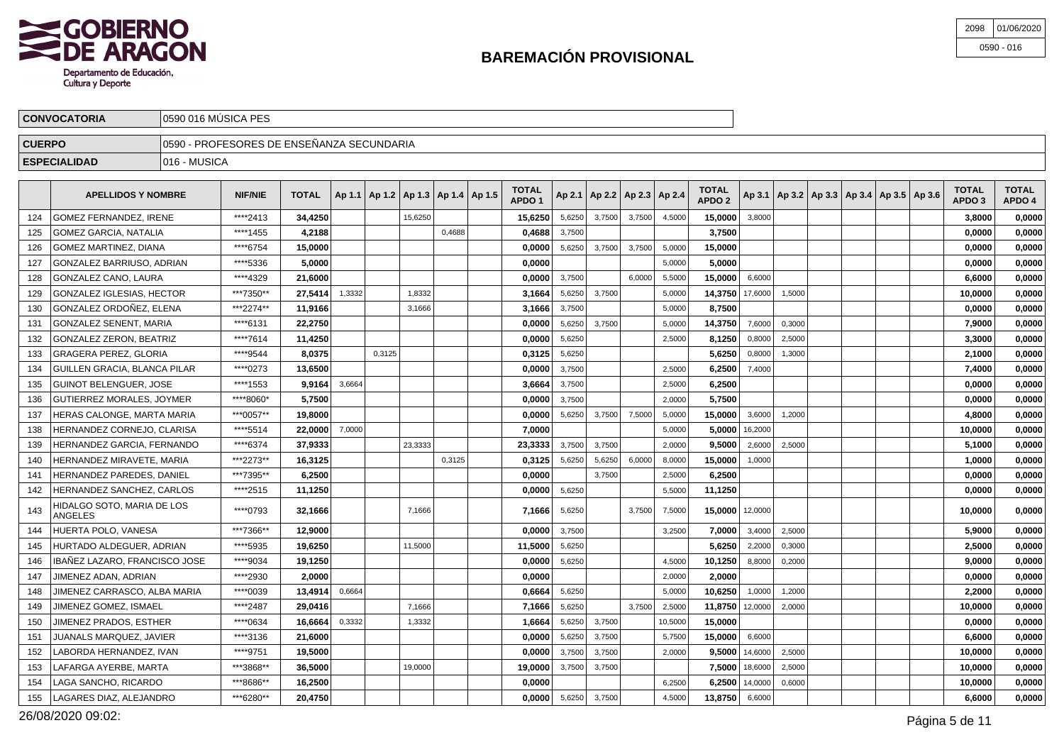# BAREMACIÓN PROVISIONAL

| 2098 | 01/06/2020 |
|---|---|
| 0590 - 016 | |

| CONVOCATORIA | 0590 016 MÚSICA PES |
|---|---|
| CUERPO | 0590 - PROFESORES DE ENSEÑANZA SECUNDARIA |
| ESPECIALIDAD | 016 - MUSICA |

| | APELLIDOS Y NOMBRE | NIF/NIE | TOTAL | Ap 1.1 | Ap 1.2 | Ap 1.3 | Ap 1.4 | Ap 1.5 | TOTAL APDO 1 | Ap 2.1 | Ap 2.2 | Ap 2.3 | Ap 2.4 | TOTAL APDO 2 | Ap 3.1 | Ap 3.2 | Ap 3.3 | Ap 3.4 | Ap 3.5 | Ap 3.6 | TOTAL APDO 3 | TOTAL APDO 4 |
|---|---|---|---|---|---|---|---|---|---|---|---|---|---|---|---|---|---|---|---|---|---|---|
| 124 | GOMEZ FERNANDEZ, IRENE | ****2413 | **34,4250** | | | 15,6250 | | | **15,6250** | 5,6250 | 3,7500 | 3,7500 | 4,5000 | **15,0000** | 3,8000 | | | | | | **3,8000** | **0,0000** |
| 125 | GOMEZ GARCIA, NATALIA | ****1455 | **4,2188** | | | | 0,4688 | | **0,4688** | 3,7500 | | | | **3,7500** | | | | | | | **0,0000** | **0,0000** |
| 126 | GOMEZ MARTINEZ, DIANA | ****6754 | **15,0000** | | | | | | **0,0000** | 5,6250 | 3,7500 | 3,7500 | 5,0000 | **15,0000** | | | | | | | **0,0000** | **0,0000** |
| 127 | GONZALEZ BARRIUSO, ADRIAN | ****5336 | **5,0000** | | | | | | **0,0000** | | | | 5,0000 | **5,0000** | | | | | | | **0,0000** | **0,0000** |
| 128 | GONZALEZ CANO, LAURA | ****4329 | **21,6000** | | | | | | **0,0000** | 3,7500 | | 6,0000 | 5,5000 | **15,0000** | 6,6000 | | | | | | **6,6000** | **0,0000** |
| 129 | GONZALEZ IGLESIAS, HECTOR | ***7350** | **27,5414** | 1,3332 | | 1,8332 | | | **3,1664** | 5,6250 | 3,7500 | | 5,0000 | **14,3750** | 17,6000 | 1,5000 | | | | | **10,0000** | **0,0000** |
| 130 | GONZALEZ ORDOÑEZ, ELENA | ***2274** | **11,9166** | | | 3,1666 | | | **3,1666** | 3,7500 | | | 5,0000 | **8,7500** | | | | | | | **0,0000** | **0,0000** |
| 131 | GONZALEZ SENENT, MARIA | ****6131 | **22,2750** | | | | | | **0,0000** | 5,6250 | 3,7500 | | 5,0000 | **14,3750** | 7,6000 | 0,3000 | | | | | **7,9000** | **0,0000** |
| 132 | GONZALEZ ZERON, BEATRIZ | ****7614 | **11,4250** | | | | | | **0,0000** | 5,6250 | | | 2,5000 | **8,1250** | 0,8000 | 2,5000 | | | | | **3,3000** | **0,0000** |
| 133 | GRAGERA PEREZ, GLORIA | ****9544 | **8,0375** | | 0,3125 | | | | **0,3125** | 5,6250 | | | | **5,6250** | 0,8000 | 1,3000 | | | | | **2,1000** | **0,0000** |
| 134 | GUILLEN GRACIA, BLANCA PILAR | ****0273 | **13,6500** | | | | | | **0,0000** | 3,7500 | | | 2,5000 | **6,2500** | 7,4000 | | | | | | **7,4000** | **0,0000** |
| 135 | GUINOT BELENGUER, JOSE | ****1553 | **9,9164** | 3,6664 | | | | | **3,6664** | 3,7500 | | | 2,5000 | **6,2500** | | | | | | | **0,0000** | **0,0000** |
| 136 | GUTIERREZ MORALES, JOYMER | ****8060* | **5,7500** | | | | | | **0,0000** | 3,7500 | | | 2,0000 | **5,7500** | | | | | | | **0,0000** | **0,0000** |
| 137 | HERAS CALONGE, MARTA MARIA | ***0057** | **19,8000** | | | | | | **0,0000** | 5,6250 | 3,7500 | 7,5000 | 5,0000 | **15,0000** | 3,6000 | 1,2000 | | | | | **4,8000** | **0,0000** |
| 138 | HERNANDEZ CORNEJO, CLARISA | ****5514 | **22,0000** | 7,0000 | | | | | **7,0000** | | | | 5,0000 | **5,0000** | 16,2000 | | | | | | **10,0000** | **0,0000** |
| 139 | HERNANDEZ GARCIA, FERNANDO | ****6374 | **37,9333** | | | 23,3333 | | | **23,3333** | 3,7500 | 3,7500 | | 2,0000 | **9,5000** | 2,6000 | 2,5000 | | | | | **5,1000** | **0,0000** |
| 140 | HERNANDEZ MIRAVETE, MARIA | ***2273** | **16,3125** | | | | 0,3125 | | **0,3125** | 5,6250 | 5,6250 | 6,0000 | 8,0000 | **15,0000** | 1,0000 | | | | | | **1,0000** | **0,0000** |
| 141 | HERNANDEZ PAREDES, DANIEL | ***7395** | **6,2500** | | | | | | **0,0000** | | 3,7500 | | 2,5000 | **6,2500** | | | | | | | **0,0000** | **0,0000** |
| 142 | HERNANDEZ SANCHEZ, CARLOS | ****2515 | **11,1250** | | | | | | **0,0000** | 5,6250 | | | 5,5000 | **11,1250** | | | | | | | **0,0000** | **0,0000** |
| 143 | HIDALGO SOTO, MARIA DE LOS ANGELES | ****0793 | **32,1666** | | | 7,1666 | | | **7,1666** | 5,6250 | | 3,7500 | 7,5000 | **15,0000** | 12,0000 | | | | | | **10,0000** | **0,0000** |
| 144 | HUERTA POLO, VANESA | ***7366** | **12,9000** | | | | | | **0,0000** | 3,7500 | | | 3,2500 | **7,0000** | 3,4000 | 2,5000 | | | | | **5,9000** | **0,0000** |
| 145 | HURTADO ALDEGUER, ADRIAN | ****5935 | **19,6250** | | | 11,5000 | | | **11,5000** | 5,6250 | | | | **5,6250** | 2,2000 | 0,3000 | | | | | **2,5000** | **0,0000** |
| 146 | IBAÑEZ LAZARO, FRANCISCO JOSE | ****9034 | **19,1250** | | | | | | **0,0000** | 5,6250 | | | 4,5000 | **10,1250** | 8,8000 | 0,2000 | | | | | **9,0000** | **0,0000** |
| 147 | JIMENEZ ADAN, ADRIAN | ****2930 | **2,0000** | | | | | | **0,0000** | | | | 2,0000 | **2,0000** | | | | | | | **0,0000** | **0,0000** |
| 148 | JIMENEZ CARRASCO, ALBA MARIA | ****0039 | **13,4914** | 0,6664 | | | | | **0,6664** | 5,6250 | | | 5,0000 | **10,6250** | 1,0000 | 1,2000 | | | | | **2,2000** | **0,0000** |
| 149 | JIMENEZ GOMEZ, ISMAEL | ****2487 | **29,0416** | | | 7,1666 | | | **7,1666** | 5,6250 | | 3,7500 | 2,5000 | **11,8750** | 12,0000 | 2,0000 | | | | | **10,0000** | **0,0000** |
| 150 | JIMENEZ PRADOS, ESTHER | ****0634 | **16,6664** | 0,3332 | | 1,3332 | | | **1,6664** | 5,6250 | 3,7500 | | 10,5000 | **15,0000** | | | | | | | **0,0000** | **0,0000** |
| 151 | JUANALS MARQUEZ, JAVIER | ****3136 | **21,6000** | | | | | | **0,0000** | 5,6250 | 3,7500 | | 5,7500 | **15,0000** | 6,6000 | | | | | | **6,6000** | **0,0000** |
| 152 | LABORDA HERNANDEZ, IVAN | ****9751 | **19,5000** | | | | | | **0,0000** | 3,7500 | 3,7500 | | 2,0000 | **9,5000** | 14,6000 | 2,5000 | | | | | **10,0000** | **0,0000** |
| 153 | LAFARGA AYERBE, MARTA | ***3868** | **36,5000** | | | 19,0000 | | | **19,0000** | 3,7500 | 3,7500 | | | **7,5000** | 18,6000 | 2,5000 | | | | | **10,0000** | **0,0000** |
| 154 | LAGA SANCHO, RICARDO | ***8686** | **16,2500** | | | | | | **0,0000** | | | | 6,2500 | **6,2500** | 14,0000 | 0,6000 | | | | | **10,0000** | **0,0000** |
| 155 | LAGARES DIAZ, ALEJANDRO | ***6280** | **20,4750** | | | | | | **0,0000** | 5,6250 | 3,7500 | | 4,5000 | **13,8750** | 6,6000 | | | | | | **6,6000** | **0,0000** |

26/08/2020 09:02: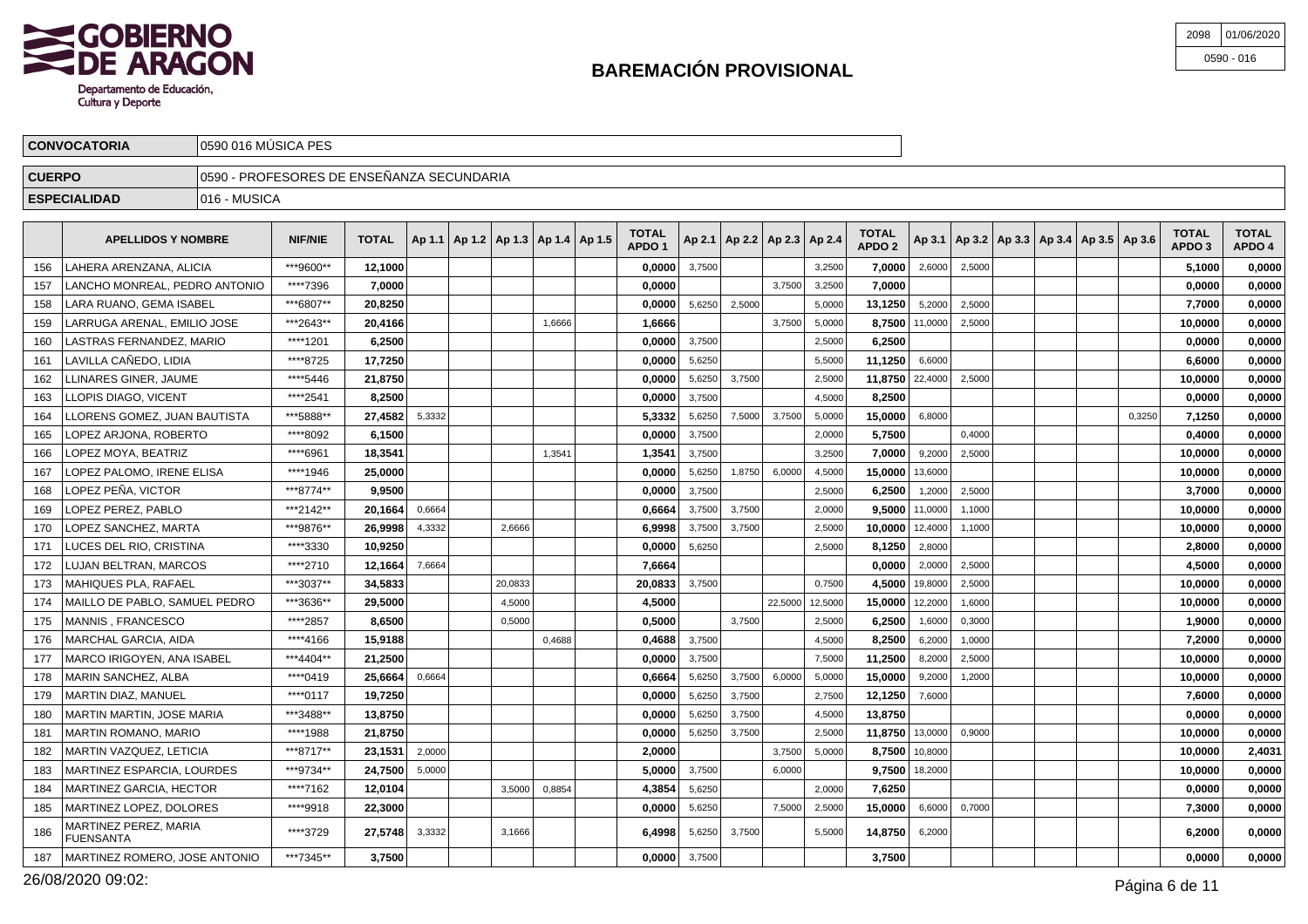# BAREMACIÓN PROVISIONAL

| 2098 | 01/06/2020 |
|---|---|
| 0590 - 016 | |

| CONVOCATORIA | 0590 016 MÚSICA PES |
|---|---|
| CUERPO | 0590 - PROFESORES DE ENSEÑANZA SECUNDARIA |
| ESPECIALIDAD | 016 - MUSICA |

| | APELLIDOS Y NOMBRE | NIF/NIE | TOTAL | Ap 1.1 | Ap 1.2 | Ap 1.3 | Ap 1.4 | Ap 1.5 | TOTAL APDO 1 | Ap 2.1 | Ap 2.2 | Ap 2.3 | Ap 2.4 | TOTAL APDO 2 | Ap 3.1 | Ap 3.2 | Ap 3.3 | Ap 3.4 | Ap 3.5 | Ap 3.6 | TOTAL APDO 3 | TOTAL APDO 4 |
|---|---|---|---|---|---|---|---|---|---|---|---|---|---|---|---|---|---|---|---|---|---|---|
| 156 | LAHERA ARENZANA, ALICIA | ***9600** | 12,1000 | | | | | | 0,0000 | 3,7500 | | | 3,2500 | 7,0000 | 2,6000 | 2,5000 | | | | | 5,1000 | 0,0000 |
| 157 | LANCHO MONREAL, PEDRO ANTONIO | ****7396 | 7,0000 | | | | | | 0,0000 | | | 3,7500 | 3,2500 | 7,0000 | | | | | | | 0,0000 | 0,0000 |
| 158 | LARA RUANO, GEMA ISABEL | ***6807** | 20,8250 | | | | | | 0,0000 | 5,6250 | 2,5000 | | 5,0000 | 13,1250 | 5,2000 | 2,5000 | | | | | 7,7000 | 0,0000 |
| 159 | LARRUGA ARENAL, EMILIO JOSE | ***2643** | 20,4166 | | | | 1,6666 | | 1,6666 | | | 3,7500 | 5,0000 | 8,7500 | 11,0000 | 2,5000 | | | | | 10,0000 | 0,0000 |
| 160 | LASTRAS FERNANDEZ, MARIO | ****1201 | 6,2500 | | | | | | 0,0000 | 3,7500 | | | 2,5000 | 6,2500 | | | | | | | 0,0000 | 0,0000 |
| 161 | LAVILLA CAÑEDO, LIDIA | ****8725 | 17,7250 | | | | | | 0,0000 | 5,6250 | | | 5,5000 | 11,1250 | 6,6000 | | | | | | 6,6000 | 0,0000 |
| 162 | LLINARES GINER, JAUME | ****5446 | 21,8750 | | | | | | 0,0000 | 5,6250 | 3,7500 | | 2,5000 | 11,8750 | 22,4000 | 2,5000 | | | | | 10,0000 | 0,0000 |
| 163 | LLOPIS DIAGO, VICENT | ****2541 | 8,2500 | | | | | | 0,0000 | 3,7500 | | | 4,5000 | 8,2500 | | | | | | | 0,0000 | 0,0000 |
| 164 | LLORENS GOMEZ, JUAN BAUTISTA | ***5888** | 27,4582 | 5,3332 | | | | | 5,3332 | 5,6250 | 7,5000 | 3,7500 | 5,0000 | 15,0000 | 6,8000 | | | | | 0,3250 | 7,1250 | 0,0000 |
| 165 | LOPEZ ARJONA, ROBERTO | ****8092 | 6,1500 | | | | | | 0,0000 | 3,7500 | | | 2,0000 | 5,7500 | | 0,4000 | | | | | 0,4000 | 0,0000 |
| 166 | LOPEZ MOYA, BEATRIZ | ****6961 | 18,3541 | | | | 1,3541 | | 1,3541 | 3,7500 | | | 3,2500 | 7,0000 | 9,2000 | 2,5000 | | | | | 10,0000 | 0,0000 |
| 167 | LOPEZ PALOMO, IRENE ELISA | ****1946 | 25,0000 | | | | | | 0,0000 | 5,6250 | 1,8750 | 6,0000 | 4,5000 | 15,0000 | 13,6000 | | | | | | 10,0000 | 0,0000 |
| 168 | LOPEZ PEÑA, VICTOR | ***8774** | 9,9500 | | | | | | 0,0000 | 3,7500 | | | 2,5000 | 6,2500 | 1,2000 | 2,5000 | | | | | 3,7000 | 0,0000 |
| 169 | LOPEZ PEREZ, PABLO | ***2142** | 20,1664 | 0,6664 | | | | | 0,6664 | 3,7500 | 3,7500 | | 2,0000 | 9,5000 | 11,0000 | 1,1000 | | | | | 10,0000 | 0,0000 |
| 170 | LOPEZ SANCHEZ, MARTA | ***9876** | 26,9998 | 4,3332 | | 2,6666 | | | 6,9998 | 3,7500 | 3,7500 | | 2,5000 | 10,0000 | 12,4000 | 1,1000 | | | | | 10,0000 | 0,0000 |
| 171 | LUCES DEL RIO, CRISTINA | ****3330 | 10,9250 | | | | | | 0,0000 | 5,6250 | | | 2,5000 | 8,1250 | 2,8000 | | | | | | 2,8000 | 0,0000 |
| 172 | LUJAN BELTRAN, MARCOS | ****2710 | 12,1664 | 7,6664 | | | | | 7,6664 | | | | | 0,0000 | 2,0000 | 2,5000 | | | | | 4,5000 | 0,0000 |
| 173 | MAHIQUES PLA, RAFAEL | ***3037** | 34,5833 | | | 20,0833 | | | 20,0833 | 3,7500 | | | 0,7500 | 4,5000 | 19,8000 | 2,5000 | | | | | 10,0000 | 0,0000 |
| 174 | MAILLO DE PABLO, SAMUEL PEDRO | ***3636** | 29,5000 | | | 4,5000 | | | 4,5000 | | | 22,5000 | 12,5000 | 15,0000 | 12,2000 | 1,6000 | | | | | 10,0000 | 0,0000 |
| 175 | MANNIS , FRANCESCO | ****2857 | 8,6500 | | | 0,5000 | | | 0,5000 | | 3,7500 | | 2,5000 | 6,2500 | 1,6000 | 0,3000 | | | | | 1,9000 | 0,0000 |
| 176 | MARCHAL GARCIA, AIDA | ****4166 | 15,9188 | | | | 0,4688 | | 0,4688 | 3,7500 | | | 4,5000 | 8,2500 | 6,2000 | 1,0000 | | | | | 7,2000 | 0,0000 |
| 177 | MARCO IRIGOYEN, ANA ISABEL | ***4404** | 21,2500 | | | | | | 0,0000 | 3,7500 | | | 7,5000 | 11,2500 | 8,2000 | 2,5000 | | | | | 10,0000 | 0,0000 |
| 178 | MARIN SANCHEZ, ALBA | ****0419 | 25,6664 | 0,6664 | | | | | 0,6664 | 5,6250 | 3,7500 | 6,0000 | 5,0000 | 15,0000 | 9,2000 | 1,2000 | | | | | 10,0000 | 0,0000 |
| 179 | MARTIN DIAZ, MANUEL | ****0117 | 19,7250 | | | | | | 0,0000 | 5,6250 | 3,7500 | | 2,7500 | 12,1250 | 7,6000 | | | | | | 7,6000 | 0,0000 |
| 180 | MARTIN MARTIN, JOSE MARIA | ***3488** | 13,8750 | | | | | | 0,0000 | 5,6250 | 3,7500 | | 4,5000 | 13,8750 | | | | | | | 0,0000 | 0,0000 |
| 181 | MARTIN ROMANO, MARIO | ****1988 | 21,8750 | | | | | | 0,0000 | 5,6250 | 3,7500 | | 2,5000 | 11,8750 | 13,0000 | 0,9000 | | | | | 10,0000 | 0,0000 |
| 182 | MARTIN VAZQUEZ, LETICIA | ***8717** | 23,1531 | 2,0000 | | | | | 2,0000 | | | 3,7500 | 5,0000 | 8,7500 | 10,8000 | | | | | | 10,0000 | 2,4031 |
| 183 | MARTINEZ ESPARCIA, LOURDES | ***9734** | 24,7500 | 5,0000 | | | | | 5,0000 | 3,7500 | | 6,0000 | | 9,7500 | 18,2000 | | | | | | 10,0000 | 0,0000 |
| 184 | MARTINEZ GARCIA, HECTOR | ****7162 | 12,0104 | | | 3,5000 | 0,8854 | | 4,3854 | 5,6250 | | | 2,0000 | 7,6250 | | | | | | | 0,0000 | 0,0000 |
| 185 | MARTINEZ LOPEZ, DOLORES | ****9918 | 22,3000 | | | | | | 0,0000 | 5,6250 | | 7,5000 | 2,5000 | 15,0000 | 6,6000 | 0,7000 | | | | | 7,3000 | 0,0000 |
| 186 | MARTINEZ PEREZ, MARIA FUENSANTA | ****3729 | 27,5748 | 3,3332 | | 3,1666 | | | 6,4998 | 5,6250 | 3,7500 | | 5,5000 | 14,8750 | 6,2000 | | | | | | 6,2000 | 0,0000 |
| 187 | MARTINEZ ROMERO, JOSE ANTONIO | ***7345** | 3,7500 | | | | | | 0,0000 | 3,7500 | | | | 3,7500 | | | | | | | 0,0000 | 0,0000 |

26/08/2020 09:02: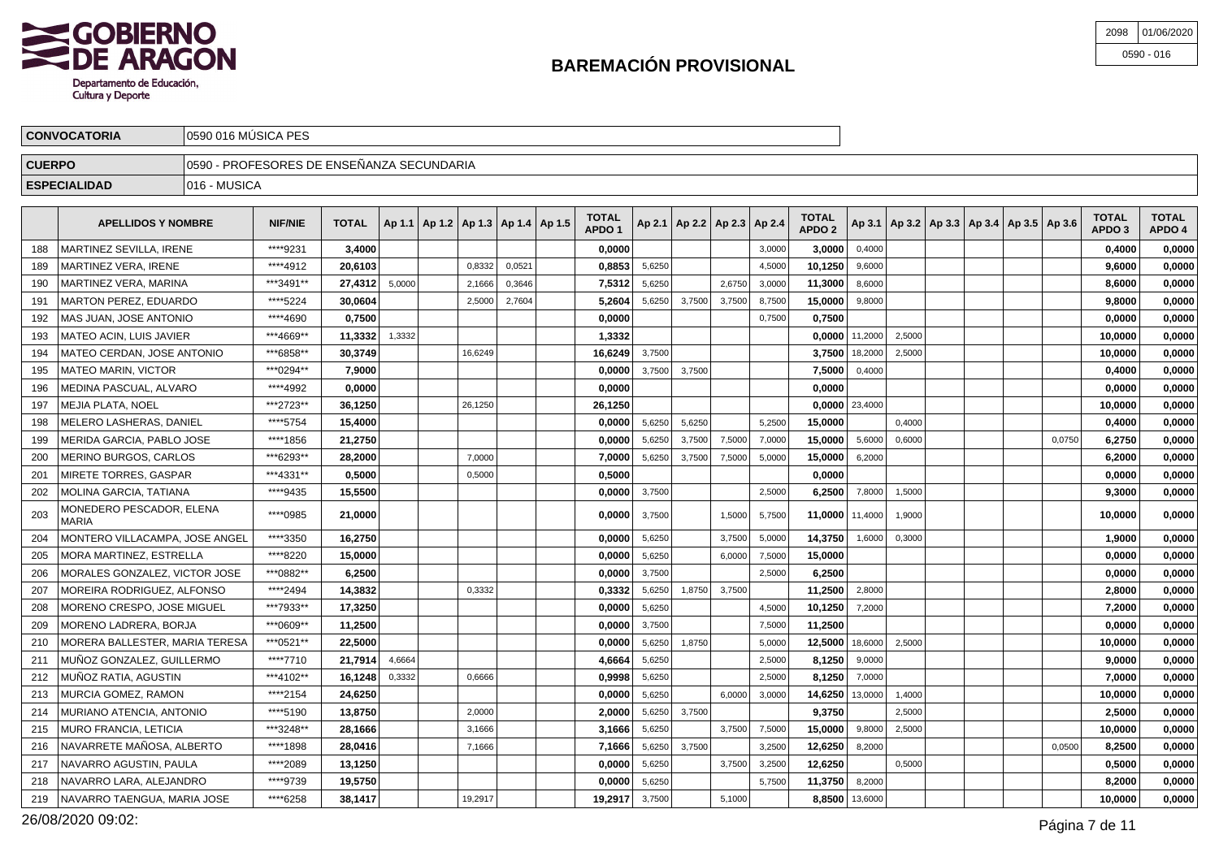# BAREMACIÓN PROVISIONAL

| 2098 | 01/06/2020 |
|---|---|
| 0590 - 016 | |

| CONVOCATORIA | 0590 016 MÚSICA PES |
|---|---|
| CUERPO | 0590 - PROFESORES DE ENSEÑANZA SECUNDARIA |
| ESPECIALIDAD | 016 - MUSICA |

| | APELLIDOS Y NOMBRE | NIF/NIE | TOTAL | Ap 1.1 | Ap 1.2 | Ap 1.3 | Ap 1.4 | Ap 1.5 | TOTAL APDO 1 | Ap 2.1 | Ap 2.2 | Ap 2.3 | Ap 2.4 | TOTAL APDO 2 | Ap 3.1 | Ap 3.2 | Ap 3.3 | Ap 3.4 | Ap 3.5 | Ap 3.6 | TOTAL APDO 3 | TOTAL APDO 4 |
|---|---|---|---|---|---|---|---|---|---|---|---|---|---|---|---|---|---|---|---|---|---|---|
| 188 | MARTINEZ SEVILLA, IRENE | ****9231 | **3,4000** | | | | | | **0,0000** | | | | 3,0000 | **3,0000** | 0,4000 | | | | | | **0,4000** | **0,0000** |
| 189 | MARTINEZ VERA, IRENE | ****4912 | **20,6103** | | | 0,8332 | 0,0521 | | **0,8853** | 5,6250 | | | 4,5000 | **10,1250** | 9,6000 | | | | | | **9,6000** | **0,0000** |
| 190 | MARTINEZ VERA, MARINA | ***3491** | **27,4312** | 5,0000 | | 2,1666 | 0,3646 | | **7,5312** | 5,6250 | | 2,6750 | 3,0000 | **11,3000** | 8,6000 | | | | | | **8,6000** | **0,0000** |
| 191 | MARTON PEREZ, EDUARDO | ****5224 | **30,0604** | | | 2,5000 | 2,7604 | | **5,2604** | 5,6250 | 3,7500 | 3,7500 | 8,7500 | **15,0000** | 9,8000 | | | | | | **9,8000** | **0,0000** |
| 192 | MAS JUAN, JOSE ANTONIO | ****4690 | **0,7500** | | | | | | **0,0000** | | | | 0,7500 | **0,7500** | | | | | | | **0,0000** | **0,0000** |
| 193 | MATEO ACIN, LUIS JAVIER | ***4669** | **11,3332** | 1,3332 | | | | | **1,3332** | | | | | **0,0000** | 11,2000 | 2,5000 | | | | | **10,0000** | **0,0000** |
| 194 | MATEO CERDAN, JOSE ANTONIO | ***6858** | **30,3749** | | | 16,6249 | | | **16,6249** | 3,7500 | | | | **3,7500** | 18,2000 | 2,5000 | | | | | **10,0000** | **0,0000** |
| 195 | MATEO MARIN, VICTOR | ***0294** | **7,9000** | | | | | | **0,0000** | 3,7500 | 3,7500 | | | **7,5000** | 0,4000 | | | | | | **0,4000** | **0,0000** |
| 196 | MEDINA PASCUAL, ALVARO | ****4992 | **0,0000** | | | | | | **0,0000** | | | | | **0,0000** | | | | | | | **0,0000** | **0,0000** |
| 197 | MEJIA PLATA, NOEL | ***2723** | **36,1250** | | | 26,1250 | | | **26,1250** | | | | | **0,0000** | 23,4000 | | | | | | **10,0000** | **0,0000** |
| 198 | MELERO LASHERAS, DANIEL | ****5754 | **15,4000** | | | | | | **0,0000** | 5,6250 | 5,6250 | | 5,2500 | **15,0000** | | 0,4000 | | | | | **0,4000** | **0,0000** |
| 199 | MERIDA GARCIA, PABLO JOSE | ****1856 | **21,2750** | | | | | | **0,0000** | 5,6250 | 3,7500 | 7,5000 | 7,0000 | **15,0000** | 5,6000 | 0,6000 | | | | 0,0750 | **6,2750** | **0,0000** |
| 200 | MERINO BURGOS, CARLOS | ***6293** | **28,2000** | | | 7,0000 | | | **7,0000** | 5,6250 | 3,7500 | 7,5000 | 5,0000 | **15,0000** | 6,2000 | | | | | | **6,2000** | **0,0000** |
| 201 | MIRETE TORRES, GASPAR | ***4331** | **0,5000** | | | 0,5000 | | | **0,5000** | | | | | **0,0000** | | | | | | | **0,0000** | **0,0000** |
| 202 | MOLINA GARCIA, TATIANA | ****9435 | **15,5500** | | | | | | **0,0000** | 3,7500 | | | 2,5000 | **6,2500** | 7,8000 | 1,5000 | | | | | **9,3000** | **0,0000** |
| 203 | MONEDERO PESCADOR, ELENA MARIA | ****0985 | **21,0000** | | | | | | **0,0000** | 3,7500 | | 1,5000 | 5,7500 | **11,0000** | 11,4000 | 1,9000 | | | | | **10,0000** | **0,0000** |
| 204 | MONTERO VILLACAMPA, JOSE ANGEL | ****3350 | **16,2750** | | | | | | **0,0000** | 5,6250 | | 3,7500 | 5,0000 | **14,3750** | 1,6000 | 0,3000 | | | | | **1,9000** | **0,0000** |
| 205 | MORA MARTINEZ, ESTRELLA | ****8220 | **15,0000** | | | | | | **0,0000** | 5,6250 | | 6,0000 | 7,5000 | **15,0000** | | | | | | | **0,0000** | **0,0000** |
| 206 | MORALES GONZALEZ, VICTOR JOSE | ***0882** | **6,2500** | | | | | | **0,0000** | 3,7500 | | | 2,5000 | **6,2500** | | | | | | | **0,0000** | **0,0000** |
| 207 | MOREIRA RODRIGUEZ, ALFONSO | ****2494 | **14,3832** | | | 0,3332 | | | **0,3332** | 5,6250 | 1,8750 | 3,7500 | | **11,2500** | 2,8000 | | | | | | **2,8000** | **0,0000** |
| 208 | MORENO CRESPO, JOSE MIGUEL | ***7933** | **17,3250** | | | | | | **0,0000** | 5,6250 | | | 4,5000 | **10,1250** | 7,2000 | | | | | | **7,2000** | **0,0000** |
| 209 | MORENO LADRERA, BORJA | ***0609** | **11,2500** | | | | | | **0,0000** | 3,7500 | | | 7,5000 | **11,2500** | | | | | | | **0,0000** | **0,0000** |
| 210 | MORERA BALLESTER, MARIA TERESA | ***0521** | **22,5000** | | | | | | **0,0000** | 5,6250 | 1,8750 | | 5,0000 | **12,5000** | 18,6000 | 2,5000 | | | | | **10,0000** | **0,0000** |
| 211 | MUÑOZ GONZALEZ, GUILLERMO | ****7710 | **21,7914** | 4,6664 | | | | | **4,6664** | 5,6250 | | | 2,5000 | **8,1250** | 9,0000 | | | | | | **9,0000** | **0,0000** |
| 212 | MUÑOZ RATIA, AGUSTIN | ***4102** | **16,1248** | 0,3332 | | 0,6666 | | | **0,9998** | 5,6250 | | | 2,5000 | **8,1250** | 7,0000 | | | | | | **7,0000** | **0,0000** |
| 213 | MURCIA GOMEZ, RAMON | ****2154 | **24,6250** | | | | | | **0,0000** | 5,6250 | | 6,0000 | 3,0000 | **14,6250** | 13,0000 | 1,4000 | | | | | **10,0000** | **0,0000** |
| 214 | MURIANO ATENCIA, ANTONIO | ****5190 | **13,8750** | | | 2,0000 | | | **2,0000** | 5,6250 | 3,7500 | | | **9,3750** | | 2,5000 | | | | | **2,5000** | **0,0000** |
| 215 | MURO FRANCIA, LETICIA | ***3248** | **28,1666** | | | 3,1666 | | | **3,1666** | 5,6250 | | 3,7500 | 7,5000 | **15,0000** | 9,8000 | 2,5000 | | | | | **10,0000** | **0,0000** |
| 216 | NAVARRETE MAÑOSA, ALBERTO | ****1898 | **28,0416** | | | 7,1666 | | | **7,1666** | 5,6250 | 3,7500 | | 3,2500 | **12,6250** | 8,2000 | | | | | 0,0500 | **8,2500** | **0,0000** |
| 217 | NAVARRO AGUSTIN, PAULA | ****2089 | **13,1250** | | | | | | **0,0000** | 5,6250 | | 3,7500 | 3,2500 | **12,6250** | | 0,5000 | | | | | **0,5000** | **0,0000** |
| 218 | NAVARRO LARA, ALEJANDRO | ****9739 | **19,5750** | | | | | | **0,0000** | 5,6250 | | | 5,7500 | **11,3750** | 8,2000 | | | | | | **8,2000** | **0,0000** |
| 219 | NAVARRO TAENGUA, MARIA JOSE | ****6258 | **38,1417** | | | 19,2917 | | | **19,2917** | 3,7500 | | 5,1000 | | **8,8500** | 13,6000 | | | | | | **10,0000** | **0,0000** |

26/08/2020 09:02: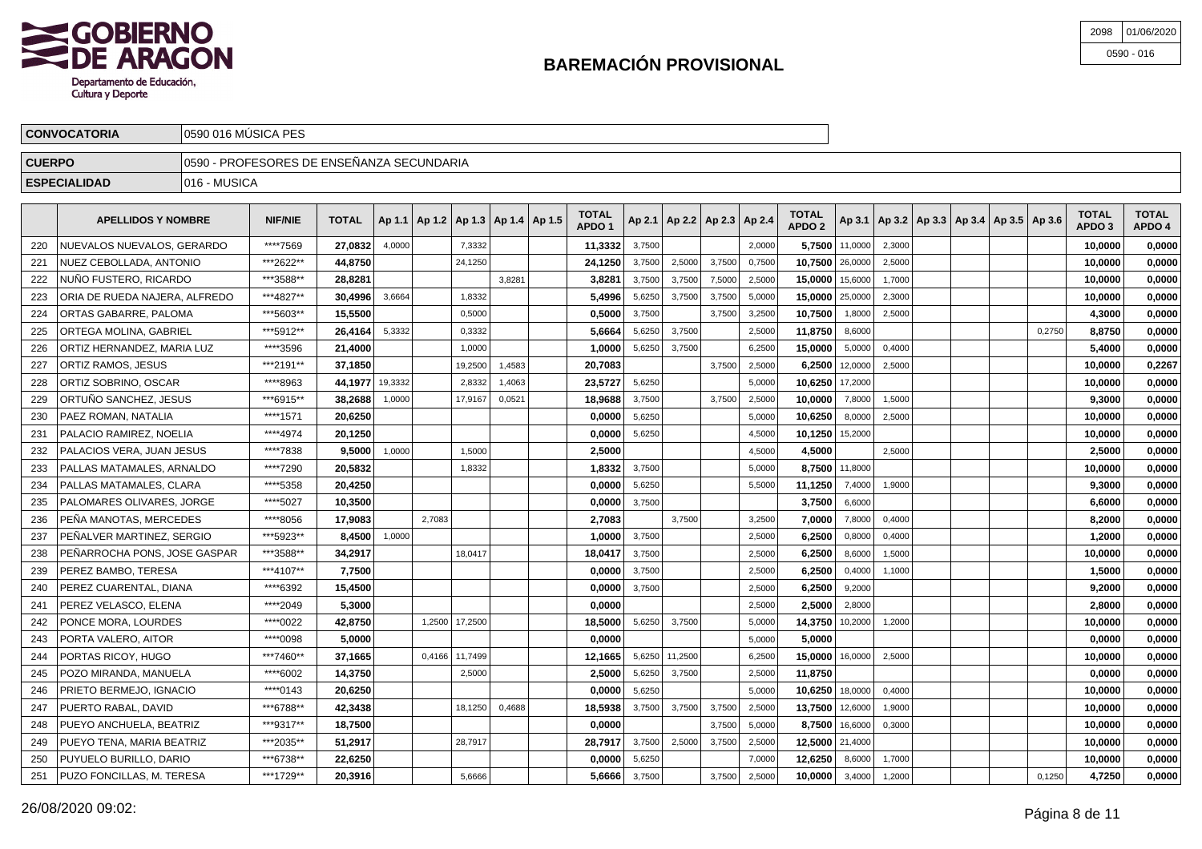# BAREMACIÓN PROVISIONAL

GOBIERNO DE ARAGON
Departamento de Educación, Cultura y Deporte

| 2098 | 01/06/2020 |
|---|---|
| 0590 - 016 | |

| CONVOCATORIA | 0590 016 MÚSICA PES |
|---|---|
| CUERPO | 0590 - PROFESORES DE ENSEÑANZA SECUNDARIA |
| ESPECIALIDAD | 016 - MUSICA |

| | APELLIDOS Y NOMBRE | NIF/NIE | TOTAL | Ap 1.1 | Ap 1.2 | Ap 1.3 | Ap 1.4 | Ap 1.5 | TOTAL APDO 1 | Ap 2.1 | Ap 2.2 | Ap 2.3 | Ap 2.4 | TOTAL APDO 2 | Ap 3.1 | Ap 3.2 | Ap 3.3 | Ap 3.4 | Ap 3.5 | Ap 3.6 | TOTAL APDO 3 | TOTAL APDO 4 |
|---|---|---|---|---|---|---|---|---|---|---|---|---|---|---|---|---|---|---|---|---|---|---|
| 220 | NUEVALOS NUEVALOS, GERARDO | ****7569 | 27,0832 | 4,0000 | | 7,3332 | | | 11,3332 | 3,7500 | | | 2,0000 | 5,7500 | 11,0000 | 2,3000 | | | | | 10,0000 | 0,0000 |
| 221 | NUEZ CEBOLLADA, ANTONIO | ***2622** | 44,8750 | | | 24,1250 | | | 24,1250 | 3,7500 | 2,5000 | 3,7500 | 0,7500 | 10,7500 | 26,0000 | 2,5000 | | | | | 10,0000 | 0,0000 |
| 222 | NUÑO FUSTERO, RICARDO | ***3588** | 28,8281 | | | | 3,8281 | | 3,8281 | 3,7500 | 3,7500 | 7,5000 | 2,5000 | 15,0000 | 15,6000 | 1,7000 | | | | | 10,0000 | 0,0000 |
| 223 | ORIA DE RUEDA NAJERA, ALFREDO | ***4827** | 30,4996 | 3,6664 | | 1,8332 | | | 5,4996 | 5,6250 | 3,7500 | 3,7500 | 5,0000 | 15,0000 | 25,0000 | 2,3000 | | | | | 10,0000 | 0,0000 |
| 224 | ORTAS GABARRE, PALOMA | ***5603** | 15,5500 | | | 0,5000 | | | 0,5000 | 3,7500 | | 3,7500 | 3,2500 | 10,7500 | 1,8000 | 2,5000 | | | | | 4,3000 | 0,0000 |
| 225 | ORTEGA MOLINA, GABRIEL | ***5912** | 26,4164 | 5,3332 | | 0,3332 | | | 5,6664 | 5,6250 | 3,7500 | | 2,5000 | 11,8750 | 8,6000 | | | | | 0,2750 | 8,8750 | 0,0000 |
| 226 | ORTIZ HERNANDEZ, MARIA LUZ | ****3596 | 21,4000 | | | 1,0000 | | | 1,0000 | 5,6250 | 3,7500 | | 6,2500 | 15,0000 | 5,0000 | 0,4000 | | | | | 5,4000 | 0,0000 |
| 227 | ORTIZ RAMOS, JESUS | ***2191** | 37,1850 | | | 19,2500 | 1,4583 | | 20,7083 | | | 3,7500 | 2,5000 | 6,2500 | 12,0000 | 2,5000 | | | | | 10,0000 | 0,2267 |
| 228 | ORTIZ SOBRINO, OSCAR | ****8963 | 44,1977 | 19,3332 | | 2,8332 | 1,4063 | | 23,5727 | 5,6250 | | | 5,0000 | 10,6250 | 17,2000 | | | | | | 10,0000 | 0,0000 |
| 229 | ORTUÑO SANCHEZ, JESUS | ***6915** | 38,2688 | 1,0000 | | 17,9167 | 0,0521 | | 18,9688 | 3,7500 | | 3,7500 | 2,5000 | 10,0000 | 7,8000 | 1,5000 | | | | | 9,3000 | 0,0000 |
| 230 | PAEZ ROMAN, NATALIA | ****1571 | 20,6250 | | | | | | 0,0000 | 5,6250 | | | 5,0000 | 10,6250 | 8,0000 | 2,5000 | | | | | 10,0000 | 0,0000 |
| 231 | PALACIO RAMIREZ, NOELIA | ****4974 | 20,1250 | | | | | | 0,0000 | 5,6250 | | | 4,5000 | 10,1250 | 15,2000 | | | | | | 10,0000 | 0,0000 |
| 232 | PALACIOS VERA, JUAN JESUS | ****7838 | 9,5000 | 1,0000 | | 1,5000 | | | 2,5000 | | | | 4,5000 | 4,5000 | | 2,5000 | | | | | 2,5000 | 0,0000 |
| 233 | PALLAS MATAMALES, ARNALDO | ****7290 | 20,5832 | | | 1,8332 | | | 1,8332 | 3,7500 | | | 5,0000 | 8,7500 | 11,8000 | | | | | | 10,0000 | 0,0000 |
| 234 | PALLAS MATAMALES, CLARA | ****5358 | 20,4250 | | | | | | 0,0000 | 5,6250 | | | 5,5000 | 11,1250 | 7,4000 | 1,9000 | | | | | 9,3000 | 0,0000 |
| 235 | PALOMARES OLIVARES, JORGE | ****5027 | 10,3500 | | | | | | 0,0000 | 3,7500 | | | | 3,7500 | 6,6000 | | | | | | 6,6000 | 0,0000 |
| 236 | PEÑA MANOTAS, MERCEDES | ****8056 | 17,9083 | | 2,7083 | | | | 2,7083 | | 3,7500 | | 3,2500 | 7,0000 | 7,8000 | 0,4000 | | | | | 8,2000 | 0,0000 |
| 237 | PEÑALVER MARTINEZ, SERGIO | ***5923** | 8,4500 | 1,0000 | | | | | 1,0000 | 3,7500 | | | 2,5000 | 6,2500 | 0,8000 | 0,4000 | | | | | 1,2000 | 0,0000 |
| 238 | PEÑARROCHA PONS, JOSE GASPAR | ***3588** | 34,2917 | | | 18,0417 | | | 18,0417 | 3,7500 | | | 2,5000 | 6,2500 | 8,6000 | 1,5000 | | | | | 10,0000 | 0,0000 |
| 239 | PEREZ BAMBO, TERESA | ***4107** | 7,7500 | | | | | | 0,0000 | 3,7500 | | | 2,5000 | 6,2500 | 0,4000 | 1,1000 | | | | | 1,5000 | 0,0000 |
| 240 | PEREZ CUARENTAL, DIANA | ****6392 | 15,4500 | | | | | | 0,0000 | 3,7500 | | | 2,5000 | 6,2500 | 9,2000 | | | | | | 9,2000 | 0,0000 |
| 241 | PEREZ VELASCO, ELENA | ****2049 | 5,3000 | | | | | | 0,0000 | | | | 2,5000 | 2,5000 | 2,8000 | | | | | | 2,8000 | 0,0000 |
| 242 | PONCE MORA, LOURDES | ****0022 | 42,8750 | | 1,2500 | 17,2500 | | | 18,5000 | 5,6250 | 3,7500 | | 5,0000 | 14,3750 | 10,2000 | 1,2000 | | | | | 10,0000 | 0,0000 |
| 243 | PORTA VALERO, AITOR | ****0098 | 5,0000 | | | | | | 0,0000 | | | | 5,0000 | 5,0000 | | | | | | | 0,0000 | 0,0000 |
| 244 | PORTAS RICOY, HUGO | ***7460** | 37,1665 | | 0,4166 | 11,7499 | | | 12,1665 | 5,6250 | 11,2500 | | 6,2500 | 15,0000 | 16,0000 | 2,5000 | | | | | 10,0000 | 0,0000 |
| 245 | POZO MIRANDA, MANUELA | ****6002 | 14,3750 | | | 2,5000 | | | 2,5000 | 5,6250 | 3,7500 | | 2,5000 | 11,8750 | | | | | | | 0,0000 | 0,0000 |
| 246 | PRIETO BERMEJO, IGNACIO | ****0143 | 20,6250 | | | | | | 0,0000 | 5,6250 | | | 5,0000 | 10,6250 | 18,0000 | 0,4000 | | | | | 10,0000 | 0,0000 |
| 247 | PUERTO RABAL, DAVID | ***6788** | 42,3438 | | | 18,1250 | 0,4688 | | 18,5938 | 3,7500 | 3,7500 | 3,7500 | 2,5000 | 13,7500 | 12,6000 | 1,9000 | | | | | 10,0000 | 0,0000 |
| 248 | PUEYO ANCHUELA, BEATRIZ | ***9317** | 18,7500 | | | | | | 0,0000 | | | 3,7500 | 5,0000 | 8,7500 | 16,6000 | 0,3000 | | | | | 10,0000 | 0,0000 |
| 249 | PUEYO TENA, MARIA BEATRIZ | ***2035** | 51,2917 | | | 28,7917 | | | 28,7917 | 3,7500 | 2,5000 | 3,7500 | 2,5000 | 12,5000 | 21,4000 | | | | | | 10,0000 | 0,0000 |
| 250 | PUYUELO BURILLO, DARIO | ***6738** | 22,6250 | | | | | | 0,0000 | 5,6250 | | | 7,0000 | 12,6250 | 8,6000 | 1,7000 | | | | | 10,0000 | 0,0000 |
| 251 | PUZO FONCILLAS, M. TERESA | ***1729** | 20,3916 | | | 5,6666 | | | 5,6666 | 3,7500 | | 3,7500 | 2,5000 | 10,0000 | 3,4000 | 1,2000 | | | | 0,1250 | 4,7250 | 0,0000 |

26/08/2020 09:02: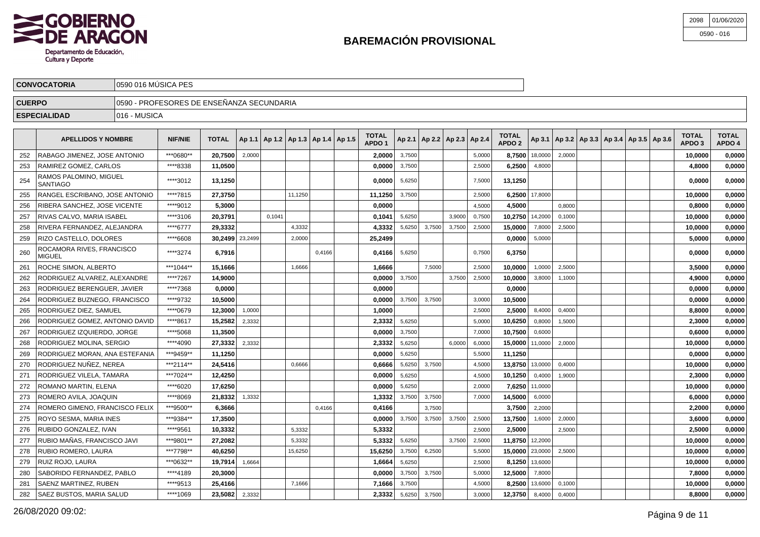| 2098 | 01/06/2020 |
|---|---|
| 0590 - 016 | |

# BAREMACIÓN PROVISIONAL

**Departamento de Educación, Cultura y Deporte**

| | |
|---|---|
| **CONVOCATORIA** | 0590 016 MÚSICA PES |
| **CUERPO** | 0590 - PROFESORES DE ENSEÑANZA SECUNDARIA |
| **ESPECIALIDAD** | 016 - MUSICA |

| | APELLIDOS Y NOMBRE | NIF/NIE | TOTAL | Ap 1.1 | Ap 1.2 | Ap 1.3 | Ap 1.4 | Ap 1.5 | TOTAL APDO 1 | Ap 2.1 | Ap 2.2 | Ap 2.3 | Ap 2.4 | TOTAL APDO 2 | Ap 3.1 | Ap 3.2 | Ap 3.3 | Ap 3.4 | Ap 3.5 | Ap 3.6 | TOTAL APDO 3 | TOTAL APDO 4 |
|---|---|---|---|---|---|---|---|---|---|---|---|---|---|---|---|---|---|---|---|---|---|---|
| 252 | RABAGO JIMENEZ, JOSE ANTONIO | ***0680** | **20,7500** | 2,0000 | | | | | **2,0000** | 3,7500 | | | 5,0000 | **8,7500** | 18,0000 | 2,0000 | | | | | **10,0000** | **0,0000** |
| 253 | RAMIREZ GOMEZ, CARLOS | ****8338 | **11,0500** | | | | | | **0,0000** | 3,7500 | | | 2,5000 | **6,2500** | 4,8000 | | | | | | **4,8000** | **0,0000** |
| 254 | RAMOS PALOMINO, MIGUEL SANTIAGO | ****3012 | **13,1250** | | | | | | **0,0000** | 5,6250 | | | 7,5000 | **13,1250** | | | | | | | **0,0000** | **0,0000** |
| 255 | RANGEL ESCRIBANO, JOSE ANTONIO | ****7815 | **27,3750** | | | 11,1250 | | | **11,1250** | 3,7500 | | | 2,5000 | **6,2500** | 17,8000 | | | | | | **10,0000** | **0,0000** |
| 256 | RIBERA SANCHEZ, JOSE VICENTE | ****9012 | **5,3000** | | | | | | **0,0000** | | | | 4,5000 | **4,5000** | | 0,8000 | | | | | **0,8000** | **0,0000** |
| 257 | RIVAS CALVO, MARIA ISABEL | ****3106 | **20,3791** | | 0,1041 | | | | **0,1041** | 5,6250 | | 3,9000 | 0,7500 | **10,2750** | 14,2000 | 0,1000 | | | | | **10,0000** | **0,0000** |
| 258 | RIVERA FERNANDEZ, ALEJANDRA | ****6777 | **29,3332** | | | 4,3332 | | | **4,3332** | 5,6250 | 3,7500 | 3,7500 | 2,5000 | **15,0000** | 7,8000 | 2,5000 | | | | | **10,0000** | **0,0000** |
| 259 | RIZO CASTELLO, DOLORES | ****6608 | **30,2499** | 23,2499 | | 2,0000 | | | **25,2499** | | | | | **0,0000** | 5,0000 | | | | | | **5,0000** | **0,0000** |
| 260 | ROCAMORA RIVES, FRANCISCO MIGUEL | ****3274 | **6,7916** | | | | 0,4166 | | **0,4166** | 5,6250 | | | 0,7500 | **6,3750** | | | | | | | **0,0000** | **0,0000** |
| 261 | ROCHE SIMON, ALBERTO | ***1044** | **15,1666** | | | 1,6666 | | | **1,6666** | | 7,5000 | | 2,5000 | **10,0000** | 1,0000 | 2,5000 | | | | | **3,5000** | **0,0000** |
| 262 | RODRIGUEZ ALVAREZ, ALEXANDRE | ****7267 | **14,9000** | | | | | | **0,0000** | 3,7500 | | 3,7500 | 2,5000 | **10,0000** | 3,8000 | 1,1000 | | | | | **4,9000** | **0,0000** |
| 263 | RODRIGUEZ BERENGUER, JAVIER | ****7368 | **0,0000** | | | | | | **0,0000** | | | | | **0,0000** | | | | | | | **0,0000** | **0,0000** |
| 264 | RODRIGUEZ BUZNEGO, FRANCISCO | ****9732 | **10,5000** | | | | | | **0,0000** | 3,7500 | 3,7500 | | 3,0000 | **10,5000** | | | | | | | **0,0000** | **0,0000** |
| 265 | RODRIGUEZ DIEZ, SAMUEL | ****0679 | **12,3000** | 1,0000 | | | | | **1,0000** | | | | 2,5000 | **2,5000** | 8,4000 | 0,4000 | | | | | **8,8000** | **0,0000** |
| 266 | RODRIGUEZ GOMEZ, ANTONIO DAVID | ****8617 | **15,2582** | 2,3332 | | | | | **2,3332** | 5,6250 | | | 5,0000 | **10,6250** | 0,8000 | 1,5000 | | | | | **2,3000** | **0,0000** |
| 267 | RODRIGUEZ IZQUIERDO, JORGE | ****5068 | **11,3500** | | | | | | **0,0000** | 3,7500 | | | 7,0000 | **10,7500** | 0,6000 | | | | | | **0,6000** | **0,0000** |
| 268 | RODRIGUEZ MOLINA, SERGIO | ****4090 | **27,3332** | 2,3332 | | | | | **2,3332** | 5,6250 | | 6,0000 | 6,0000 | **15,0000** | 11,0000 | 2,0000 | | | | | **10,0000** | **0,0000** |
| 269 | RODRIGUEZ MORAN, ANA ESTEFANIA | ***9459** | **11,1250** | | | | | | **0,0000** | 5,6250 | | | 5,5000 | **11,1250** | | | | | | | **0,0000** | **0,0000** |
| 270 | RODRIGUEZ NUÑEZ, NEREA | ***2114** | **24,5416** | | | 0,6666 | | | **0,6666** | 5,6250 | 3,7500 | | 4,5000 | **13,8750** | 13,0000 | 0,4000 | | | | | **10,0000** | **0,0000** |
| 271 | RODRIGUEZ VILELA, TAMARA | ***7024** | **12,4250** | | | | | | **0,0000** | 5,6250 | | | 4,5000 | **10,1250** | 0,4000 | 1,9000 | | | | | **2,3000** | **0,0000** |
| 272 | ROMANO MARTIN, ELENA | ****6020 | **17,6250** | | | | | | **0,0000** | 5,6250 | | | 2,0000 | **7,6250** | 11,0000 | | | | | | **10,0000** | **0,0000** |
| 273 | ROMERO AVILA, JOAQUIN | ****8069 | **21,8332** | 1,3332 | | | | | **1,3332** | 3,7500 | 3,7500 | | 7,0000 | **14,5000** | 6,0000 | | | | | | **6,0000** | **0,0000** |
| 274 | ROMERO GIMENO, FRANCISCO FELIX | ***9500** | **6,3666** | | | | 0,4166 | | **0,4166** | | 3,7500 | | | **3,7500** | 2,2000 | | | | | | **2,2000** | **0,0000** |
| 275 | ROYO SESMA, MARIA INES | ***9384** | **17,3500** | | | | | | **0,0000** | 3,7500 | 3,7500 | 3,7500 | 2,5000 | **13,7500** | 1,6000 | 2,0000 | | | | | **3,6000** | **0,0000** |
| 276 | RUBIDO GONZALEZ, IVAN | ****9561 | **10,3332** | | | 5,3332 | | | **5,3332** | | | | 2,5000 | **2,5000** | | 2,5000 | | | | | **2,5000** | **0,0000** |
| 277 | RUBIO MAÑAS, FRANCISCO JAVI | ***9801** | **27,2082** | | | 5,3332 | | | **5,3332** | 5,6250 | | 3,7500 | 2,5000 | **11,8750** | 12,2000 | | | | | | **10,0000** | **0,0000** |
| 278 | RUBIO ROMERO, LAURA | ***7798** | **40,6250** | | | 15,6250 | | | **15,6250** | 3,7500 | 6,2500 | | 5,5000 | **15,0000** | 23,0000 | 2,5000 | | | | | **10,0000** | **0,0000** |
| 279 | RUIZ ROJO, LAURA | ***0632** | **19,7914** | 1,6664 | | | | | **1,6664** | 5,6250 | | | 2,5000 | **8,1250** | 13,6000 | | | | | | **10,0000** | **0,0000** |
| 280 | SABORIDO FERNANDEZ, PABLO | ****4189 | **20,3000** | | | | | | **0,0000** | 3,7500 | 3,7500 | | 5,0000 | **12,5000** | 7,8000 | | | | | | **7,8000** | **0,0000** |
| 281 | SAENZ MARTINEZ, RUBEN | ****9513 | **25,4166** | | | 7,1666 | | | **7,1666** | 3,7500 | | | 4,5000 | **8,2500** | 13,6000 | 0,1000 | | | | | **10,0000** | **0,0000** |
| 282 | SAEZ BUSTOS, MARIA SALUD | ****1069 | **23,5082** | 2,3332 | | | | | **2,3332** | 5,6250 | 3,7500 | | 3,0000 | **12,3750** | 8,4000 | 0,4000 | | | | | **8,8000** | **0,0000** |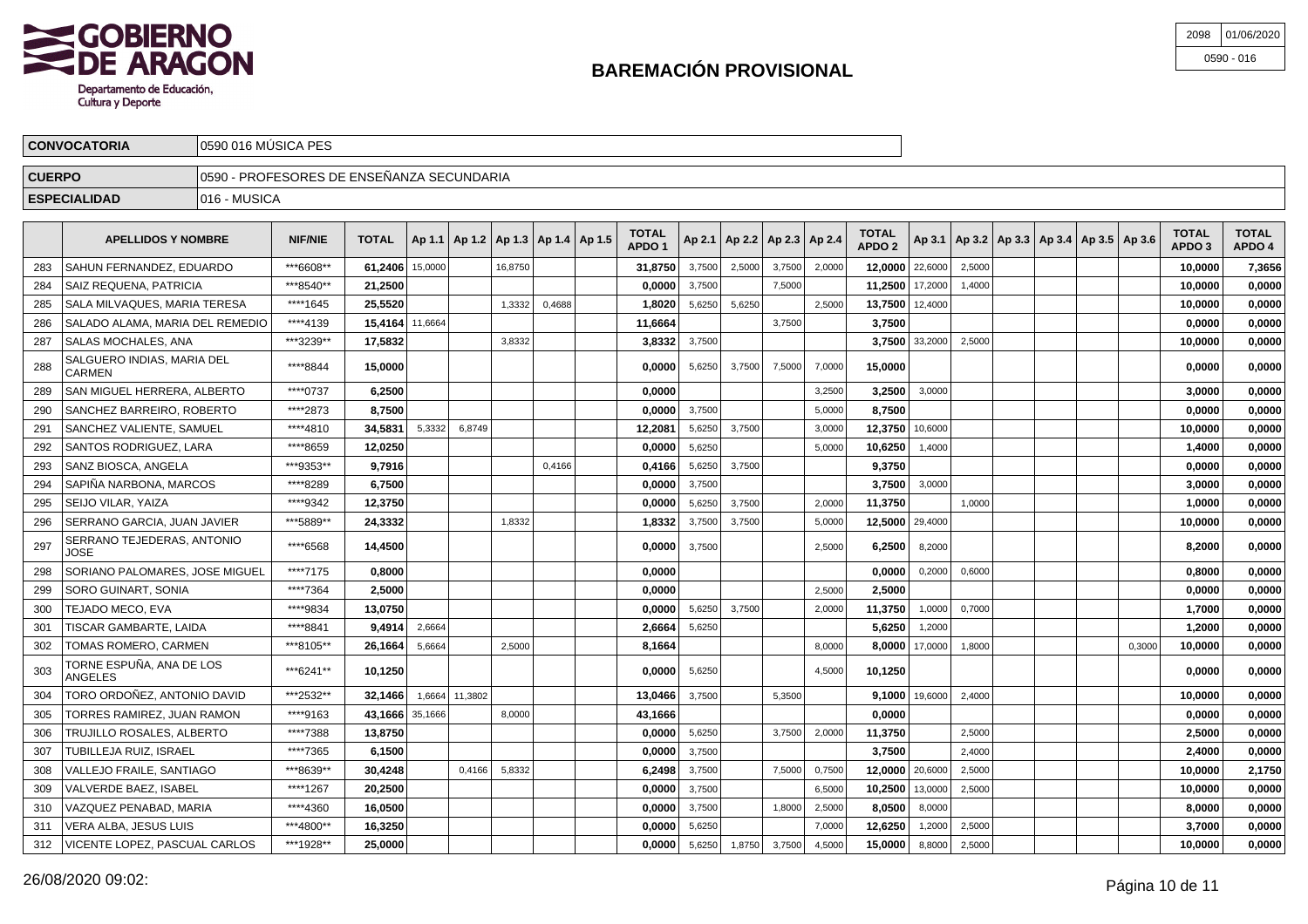# BAREMACIÓN PROVISIONAL

2098 | 01/06/2020
0590 - 016

GOBIERNO DE ARAGON
Departamento de Educación, Cultura y Deporte

| | |
|---|---|
| **CONVOCATORIA** | 0590 016 MÚSICA PES |
| **CUERPO** | 0590 - PROFESORES DE ENSEÑANZA SECUNDARIA |
| **ESPECIALIDAD** | 016 - MUSICA |

| | APELLIDOS Y NOMBRE | NIF/NIE | TOTAL | Ap 1.1 | Ap 1.2 | Ap 1.3 | Ap 1.4 | Ap 1.5 | TOTAL APDO 1 | Ap 2.1 | Ap 2.2 | Ap 2.3 | Ap 2.4 | TOTAL APDO 2 | Ap 3.1 | Ap 3.2 | Ap 3.3 | Ap 3.4 | Ap 3.5 | Ap 3.6 | TOTAL APDO 3 | TOTAL APDO 4 |
|---|---|---|---|---|---|---|---|---|---|---|---|---|---|---|---|---|---|---|---|---|---|---|
| 283 | SAHUN FERNANDEZ, EDUARDO | ***6608** | 61,2406 | 15,0000 | | 16,8750 | | | 31,8750 | 3,7500 | 2,5000 | 3,7500 | 2,0000 | 12,0000 | 22,6000 | 2,5000 | | | | | 10,0000 | 7,3656 |
| 284 | SAIZ REQUENA, PATRICIA | ***8540** | 21,2500 | | | | | | 0,0000 | 3,7500 | | 7,5000 | | 11,2500 | 17,2000 | 1,4000 | | | | | 10,0000 | 0,0000 |
| 285 | SALA MILVAQUES, MARIA TERESA | ****1645 | 25,5520 | | | 1,3332 | 0,4688 | | 1,8020 | 5,6250 | 5,6250 | | 2,5000 | 13,7500 | 12,4000 | | | | | | 10,0000 | 0,0000 |
| 286 | SALADO ALAMA, MARIA DEL REMEDIO | ****4139 | 15,4164 | 11,6664 | | | | | 11,6664 | | | 3,7500 | | 3,7500 | | | | | | | 0,0000 | 0,0000 |
| 287 | SALAS MOCHALES, ANA | ***3239** | 17,5832 | | | 3,8332 | | | 3,8332 | 3,7500 | | | | 3,7500 | 33,2000 | 2,5000 | | | | | 10,0000 | 0,0000 |
| 288 | SALGUERO INDIAS, MARIA DEL CARMEN | ****8844 | 15,0000 | | | | | | 0,0000 | 5,6250 | 3,7500 | 7,5000 | 7,0000 | 15,0000 | | | | | | | 0,0000 | 0,0000 |
| 289 | SAN MIGUEL HERRERA, ALBERTO | ****0737 | 6,2500 | | | | | | 0,0000 | | | | 3,2500 | 3,2500 | 3,0000 | | | | | | 3,0000 | 0,0000 |
| 290 | SANCHEZ BARREIRO, ROBERTO | ****2873 | 8,7500 | | | | | | 0,0000 | 3,7500 | | | 5,0000 | 8,7500 | | | | | | | 0,0000 | 0,0000 |
| 291 | SANCHEZ VALIENTE, SAMUEL | ****4810 | 34,5831 | 5,3332 | 6,8749 | | | | 12,2081 | 5,6250 | 3,7500 | | 3,0000 | 12,3750 | 10,6000 | | | | | | 10,0000 | 0,0000 |
| 292 | SANTOS RODRIGUEZ, LARA | ****8659 | 12,0250 | | | | | | 0,0000 | 5,6250 | | | 5,0000 | 10,6250 | 1,4000 | | | | | | 1,4000 | 0,0000 |
| 293 | SANZ BIOSCA, ANGELA | ***9353** | 9,7916 | | | | 0,4166 | | 0,4166 | 5,6250 | 3,7500 | | | 9,3750 | | | | | | | 0,0000 | 0,0000 |
| 294 | SAPIÑA NARBONA, MARCOS | ****8289 | 6,7500 | | | | | | 0,0000 | 3,7500 | | | | 3,7500 | 3,0000 | | | | | | 3,0000 | 0,0000 |
| 295 | SEIJO VILAR, YAIZA | ****9342 | 12,3750 | | | | | | 0,0000 | 5,6250 | 3,7500 | | 2,0000 | 11,3750 | | 1,0000 | | | | | 1,0000 | 0,0000 |
| 296 | SERRANO GARCIA, JUAN JAVIER | ***5889** | 24,3332 | | | 1,8332 | | | 1,8332 | 3,7500 | 3,7500 | | 5,0000 | 12,5000 | 29,4000 | | | | | | 10,0000 | 0,0000 |
| 297 | SERRANO TEJEDERAS, ANTONIO JOSE | ****6568 | 14,4500 | | | | | | 0,0000 | 3,7500 | | | 2,5000 | 6,2500 | 8,2000 | | | | | | 8,2000 | 0,0000 |
| 298 | SORIANO PALOMARES, JOSE MIGUEL | ****7175 | 0,8000 | | | | | | 0,0000 | | | | | 0,0000 | 0,2000 | 0,6000 | | | | | 0,8000 | 0,0000 |
| 299 | SORO GUINART, SONIA | ****7364 | 2,5000 | | | | | | 0,0000 | | | | 2,5000 | 2,5000 | | | | | | | 0,0000 | 0,0000 |
| 300 | TEJADO MECO, EVA | ****9834 | 13,0750 | | | | | | 0,0000 | 5,6250 | 3,7500 | | 2,0000 | 11,3750 | 1,0000 | 0,7000 | | | | | 1,7000 | 0,0000 |
| 301 | TISCAR GAMBARTE, LAIDA | ****8841 | 9,4914 | 2,6664 | | | | | 2,6664 | 5,6250 | | | | 5,6250 | 1,2000 | | | | | | 1,2000 | 0,0000 |
| 302 | TOMAS ROMERO, CARMEN | ***8105** | 26,1664 | 5,6664 | | 2,5000 | | | 8,1664 | | | | 8,0000 | 8,0000 | 17,0000 | 1,8000 | | | | 0,3000 | 10,0000 | 0,0000 |
| 303 | TORNE ESPUÑA, ANA DE LOS ANGELES | ***6241** | 10,1250 | | | | | | 0,0000 | 5,6250 | | | 4,5000 | 10,1250 | | | | | | | 0,0000 | 0,0000 |
| 304 | TORO ORDOÑEZ, ANTONIO DAVID | ***2532** | 32,1466 | 1,6664 | 11,3802 | | | | 13,0466 | 3,7500 | | 5,3500 | | 9,1000 | 19,6000 | 2,4000 | | | | | 10,0000 | 0,0000 |
| 305 | TORRES RAMIREZ, JUAN RAMON | ****9163 | 43,1666 | 35,1666 | | 8,0000 | | | 43,1666 | | | | | 0,0000 | | | | | | | 0,0000 | 0,0000 |
| 306 | TRUJILLO ROSALES, ALBERTO | ****7388 | 13,8750 | | | | | | 0,0000 | 5,6250 | | 3,7500 | 2,0000 | 11,3750 | | 2,5000 | | | | | 2,5000 | 0,0000 |
| 307 | TUBILLEJA RUIZ, ISRAEL | ****7365 | 6,1500 | | | | | | 0,0000 | 3,7500 | | | | 3,7500 | | 2,4000 | | | | | 2,4000 | 0,0000 |
| 308 | VALLEJO FRAILE, SANTIAGO | ***8639** | 30,4248 | | 0,4166 | 5,8332 | | | 6,2498 | 3,7500 | | 7,5000 | 0,7500 | 12,0000 | 20,6000 | 2,5000 | | | | | 10,0000 | 2,1750 |
| 309 | VALVERDE BAEZ, ISABEL | ****1267 | 20,2500 | | | | | | 0,0000 | 3,7500 | | | 6,5000 | 10,2500 | 13,0000 | 2,5000 | | | | | 10,0000 | 0,0000 |
| 310 | VAZQUEZ PENABAD, MARIA | ****4360 | 16,0500 | | | | | | 0,0000 | 3,7500 | | 1,8000 | 2,5000 | 8,0500 | 8,0000 | | | | | | 8,0000 | 0,0000 |
| 311 | VERA ALBA, JESUS LUIS | ***4800** | 16,3250 | | | | | | 0,0000 | 5,6250 | | | 7,0000 | 12,6250 | 1,2000 | 2,5000 | | | | | 3,7000 | 0,0000 |
| 312 | VICENTE LOPEZ, PASCUAL CARLOS | ***1928** | 25,0000 | | | | | | 0,0000 | 5,6250 | 1,8750 | 3,7500 | 4,5000 | 15,0000 | 8,8000 | 2,5000 | | | | | 10,0000 | 0,0000 |

26/08/2020 09:02: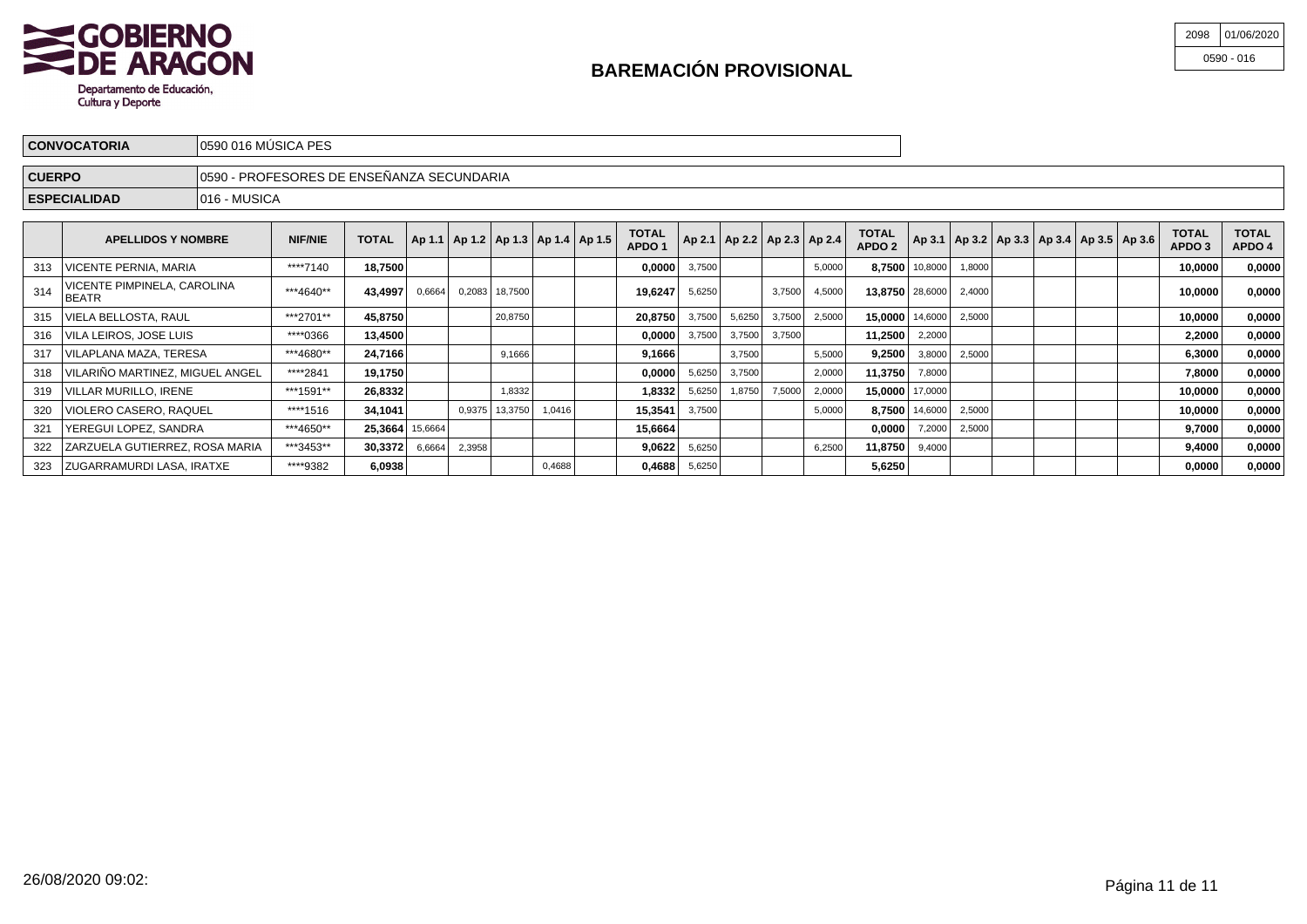# BAREMACIÓN PROVISIONAL

2098 | 01/06/2020
0590 - 016

| | |
|---|---|
| **CONVOCATORIA** | 0590 016 MÚSICA PES |
| **CUERPO** | 0590 - PROFESORES DE ENSEÑANZA SECUNDARIA |
| **ESPECIALIDAD** | 016 - MUSICA |

| | APELLIDOS Y NOMBRE | NIF/NIE | TOTAL | Ap 1.1 | Ap 1.2 | Ap 1.3 | Ap 1.4 | Ap 1.5 | TOTAL APDO 1 | Ap 2.1 | Ap 2.2 | Ap 2.3 | Ap 2.4 | TOTAL APDO 2 | Ap 3.1 | Ap 3.2 | Ap 3.3 | Ap 3.4 | Ap 3.5 | Ap 3.6 | TOTAL APDO 3 | TOTAL APDO 4 |
|---|---|---|---|---|---|---|---|---|---|---|---|---|---|---|---|---|---|---|---|---|---|---|
| 313 | VICENTE PERNIA, MARIA | ****7140 | **18,7500** | | | | | | **0,0000** | 3,7500 | | | 5,0000 | **8,7500** | 10,8000 | 1,8000 | | | | | **10,0000** | **0,0000** |
| 314 | VICENTE PIMPINELA, CAROLINA BEATR | ***4640** | **43,4997** | 0,6664 | 0,2083 | 18,7500 | | | **19,6247** | 5,6250 | | 3,7500 | 4,5000 | **13,8750** | 28,6000 | 2,4000 | | | | | **10,0000** | **0,0000** |
| 315 | VIELA BELLOSTA, RAUL | ***2701** | **45,8750** | | | 20,8750 | | | **20,8750** | 3,7500 | 5,6250 | 3,7500 | 2,5000 | **15,0000** | 14,6000 | 2,5000 | | | | | **10,0000** | **0,0000** |
| 316 | VILA LEIROS, JOSE LUIS | ****0366 | **13,4500** | | | | | | **0,0000** | 3,7500 | 3,7500 | 3,7500 | | **11,2500** | 2,2000 | | | | | | **2,2000** | **0,0000** |
| 317 | VILAPLANA MAZA, TERESA | ***4680** | **24,7166** | | | 9,1666 | | | **9,1666** | | 3,7500 | | 5,5000 | **9,2500** | 3,8000 | 2,5000 | | | | | **6,3000** | **0,0000** |
| 318 | VILARIÑO MARTINEZ, MIGUEL ANGEL | ****2841 | **19,1750** | | | | | | **0,0000** | 5,6250 | 3,7500 | | 2,0000 | **11,3750** | 7,8000 | | | | | | **7,8000** | **0,0000** |
| 319 | VILLAR MURILLO, IRENE | ***1591** | **26,8332** | | | 1,8332 | | | **1,8332** | 5,6250 | 1,8750 | 7,5000 | 2,0000 | **15,0000** | 17,0000 | | | | | | **10,0000** | **0,0000** |
| 320 | VIOLERO CASERO, RAQUEL | ****1516 | **34,1041** | | 0,9375 | 13,3750 | 1,0416 | | **15,3541** | 3,7500 | | | 5,0000 | **8,7500** | 14,6000 | 2,5000 | | | | | **10,0000** | **0,0000** |
| 321 | YEREGUI LOPEZ, SANDRA | ***4650** | **25,3664** | 15,6664 | | | | | **15,6664** | | | | | **0,0000** | 7,2000 | 2,5000 | | | | | **9,7000** | **0,0000** |
| 322 | ZARZUELA GUTIERREZ, ROSA MARIA | ***3453** | **30,3372** | 6,6664 | 2,3958 | | | | **9,0622** | 5,6250 | | | 6,2500 | **11,8750** | 9,4000 | | | | | | **9,4000** | **0,0000** |
| 323 | ZUGARRAMURDI LASA, IRATXE | ****9382 | **6,0938** | | | | 0,4688 | | **0,4688** | 5,6250 | | | | **5,6250** | | | | | | | **0,0000** | **0,0000** |

26/08/2020 09:02: